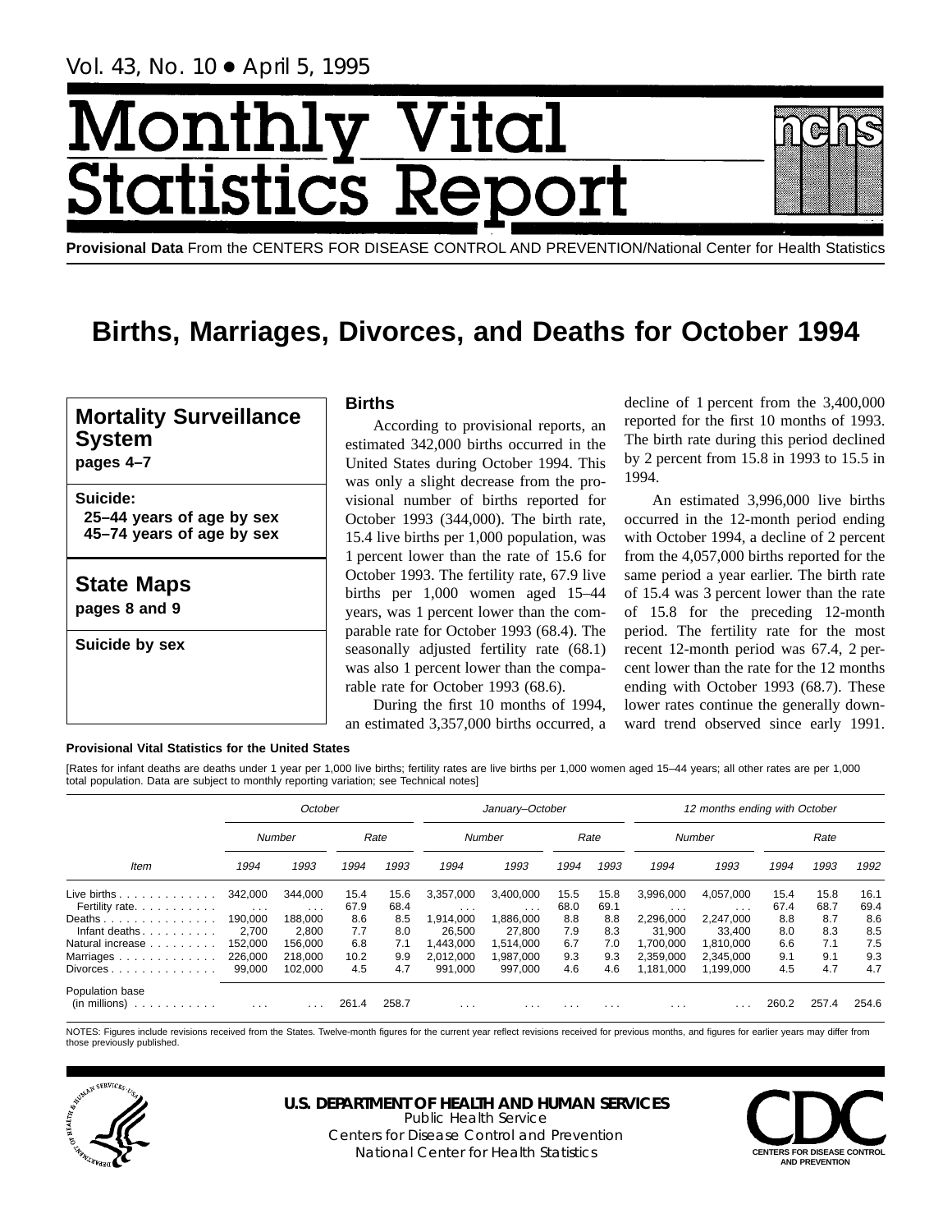Vol. 43, No. 10 • April 5, 1995

# Monthly Vital Statistics Report

**Provisional Data** From the CENTERS FOR DISEASE CONTROL AND PREVENTION/National Center for Health Statistics

# Births, Marriages, Divorces, and Deaths for October 1994

**Mortality Surveillance System**
**pages 4–7**

**Suicide:**
**25–44 years of age by sex**
**45–74 years of age by sex**

**State Maps**
**pages 8 and 9**

**Suicide by sex**

## Births

According to provisional reports, an estimated 342,000 births occurred in the United States during October 1994. This was only a slight decrease from the provisional number of births reported for October 1993 (344,000). The birth rate, 15.4 live births per 1,000 population, was 1 percent lower than the rate of 15.6 for October 1993. The fertility rate, 67.9 live births per 1,000 women aged 15–44 years, was 1 percent lower than the comparable rate for October 1993 (68.4). The seasonally adjusted fertility rate (68.1) was also 1 percent lower than the comparable rate for October 1993 (68.6).

During the first 10 months of 1994, an estimated 3,357,000 births occurred, a decline of 1 percent from the 3,400,000 reported for the first 10 months of 1993. The birth rate during this period declined by 2 percent from 15.8 in 1993 to 15.5 in 1994.

An estimated 3,996,000 live births occurred in the 12-month period ending with October 1994, a decline of 2 percent from the 4,057,000 births reported for the same period a year earlier. The birth rate of 15.4 was 3 percent lower than the rate of 15.8 for the preceding 12-month period. The fertility rate for the most recent 12-month period was 67.4, 2 percent lower than the rate for the 12 months ending with October 1993 (68.7). These lower rates continue the generally downward trend observed since early 1991.

**Provisional Vital Statistics for the United States**

[Rates for infant deaths are deaths under 1 year per 1,000 live births; fertility rates are live births per 1,000 women aged 15–44 years; all other rates are per 1,000 total population. Data are subject to monthly reporting variation; see Technical notes]

| Item | *October* | | | | *January–October* | | | | *12 months ending with October* | | | | |
|---|---|---|---|---|---|---|---|---|---|---|---|---|---|
| | *Number* | | *Rate* | | *Number* | | *Rate* | | *Number* | | *Rate* | | |
| | *1994* | *1993* | *1994* | *1993* | *1994* | *1993* | *1994* | *1993* | *1994* | *1993* | *1994* | *1993* | *1992* |
| Live births | 342,000 | 344,000 | 15.4 | 15.6 | 3,357,000 | 3,400,000 | 15.5 | 15.8 | 3,996,000 | 4,057,000 | 15.4 | 15.8 | 16.1 |
| Fertility rate | . . . | . . . | 67.9 | 68.4 | . . . | . . . | 68.0 | 69.1 | . . . | . . . | 67.4 | 68.7 | 69.4 |
| Deaths | 190,000 | 188,000 | 8.6 | 8.5 | 1,914,000 | 1,886,000 | 8.8 | 8.8 | 2,296,000 | 2,247,000 | 8.8 | 8.7 | 8.6 |
| Infant deaths | 2,700 | 2,800 | 7.7 | 8.0 | 26,500 | 27,800 | 7.9 | 8.3 | 31,900 | 33,400 | 8.0 | 8.3 | 8.5 |
| Natural increase | 152,000 | 156,000 | 6.8 | 7.1 | 1,443,000 | 1,514,000 | 6.7 | 7.0 | 1,700,000 | 1,810,000 | 6.6 | 7.1 | 7.5 |
| Marriages | 226,000 | 218,000 | 10.2 | 9.9 | 2,012,000 | 1,987,000 | 9.3 | 9.3 | 2,359,000 | 2,345,000 | 9.1 | 9.1 | 9.3 |
| Divorces | 99,000 | 102,000 | 4.5 | 4.7 | 991,000 | 997,000 | 4.6 | 4.6 | 1,181,000 | 1,199,000 | 4.5 | 4.7 | 4.7 |
| Population base (in millions) | . . . | . . . | 261.4 | 258.7 | . . . | . . . | . . . | . . . | . . . | . . . | 260.2 | 257.4 | 254.6 |

NOTES: Figures include revisions received from the States. Twelve-month figures for the current year reflect revisions received for previous months, and figures for earlier years may differ from those previously published.

**U.S. DEPARTMENT OF HEALTH AND HUMAN SERVICES**
Public Health Service
Centers for Disease Control and Prevention
National Center for Health Statistics

CENTERS FOR DISEASE CONTROL AND PREVENTION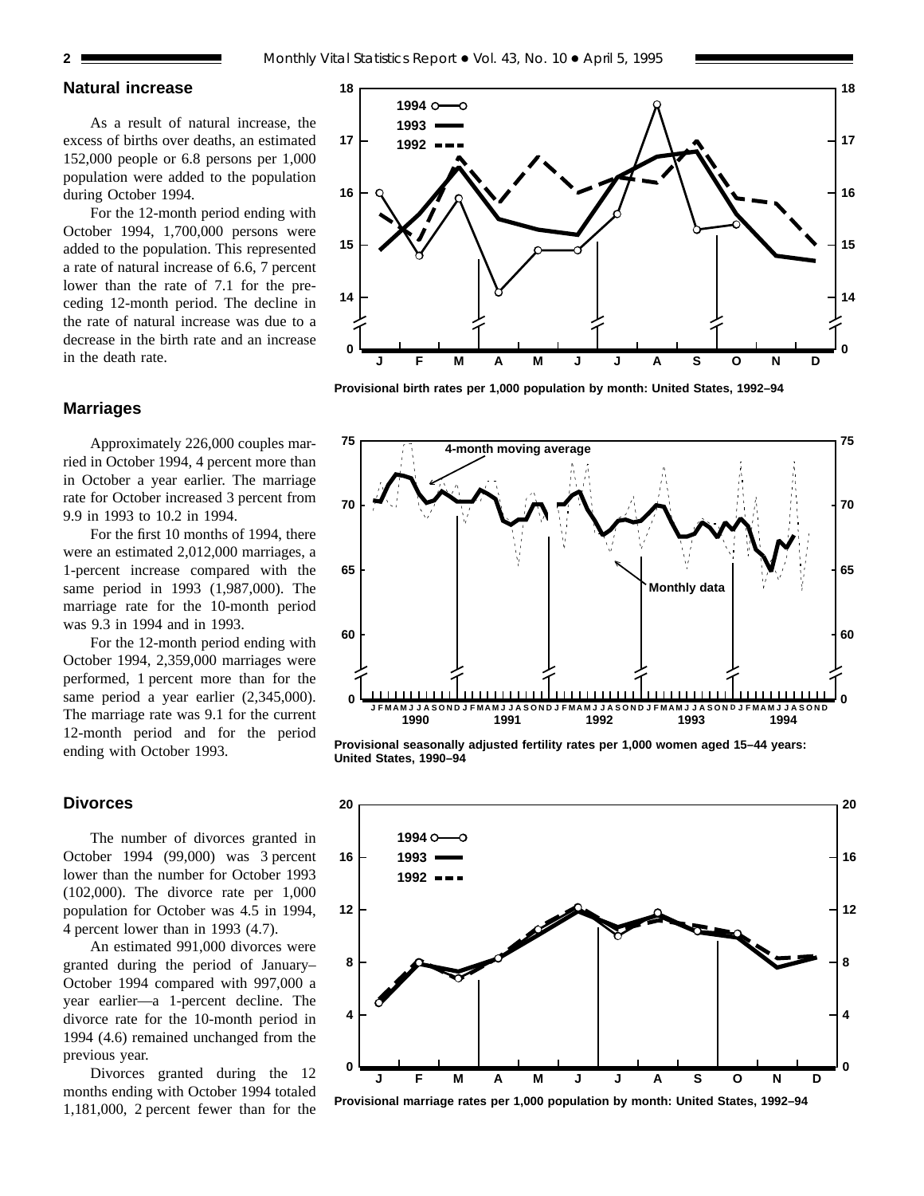## Natural increase

As a result of natural increase, the excess of births over deaths, an estimated 152,000 people or 6.8 persons per 1,000 population were added to the population during October 1994.

For the 12-month period ending with October 1994, 1,700,000 persons were added to the population. This represented a rate of natural increase of 6.6, 7 percent lower than the rate of 7.1 for the preceding 12-month period. The decline in the rate of natural increase was due to a decrease in the birth rate and an increase in the death rate.

## Marriages

Approximately 226,000 couples married in October 1994, 4 percent more than in October a year earlier. The marriage rate for October increased 3 percent from 9.9 in 1993 to 10.2 in 1994.

For the first 10 months of 1994, there were an estimated 2,012,000 marriages, a 1-percent increase compared with the same period in 1993 (1,987,000). The marriage rate for the 10-month period was 9.3 in 1994 and in 1993.

For the 12-month period ending with October 1994, 2,359,000 marriages were performed, 1 percent more than for the same period a year earlier (2,345,000). The marriage rate was 9.1 for the current 12-month period and for the period ending with October 1993.

## Divorces

The number of divorces granted in October 1994 (99,000) was 3 percent lower than the number for October 1993 (102,000). The divorce rate per 1,000 population for October was 4.5 in 1994, 4 percent lower than in 1993 (4.7).

An estimated 991,000 divorces were granted during the period of January–October 1994 compared with 997,000 a year earlier—a 1-percent decline. The divorce rate for the 10-month period in 1994 (4.6) remained unchanged from the previous year.

Divorces granted during the 12 months ending with October 1994 totaled 1,181,000, 2 percent fewer than for the

Provisional birth rates per 1,000 population by month: United States, 1992–94

Provisional seasonally adjusted fertility rates per 1,000 women aged 15–44 years: United States, 1990–94

Provisional marriage rates per 1,000 population by month: United States, 1992–94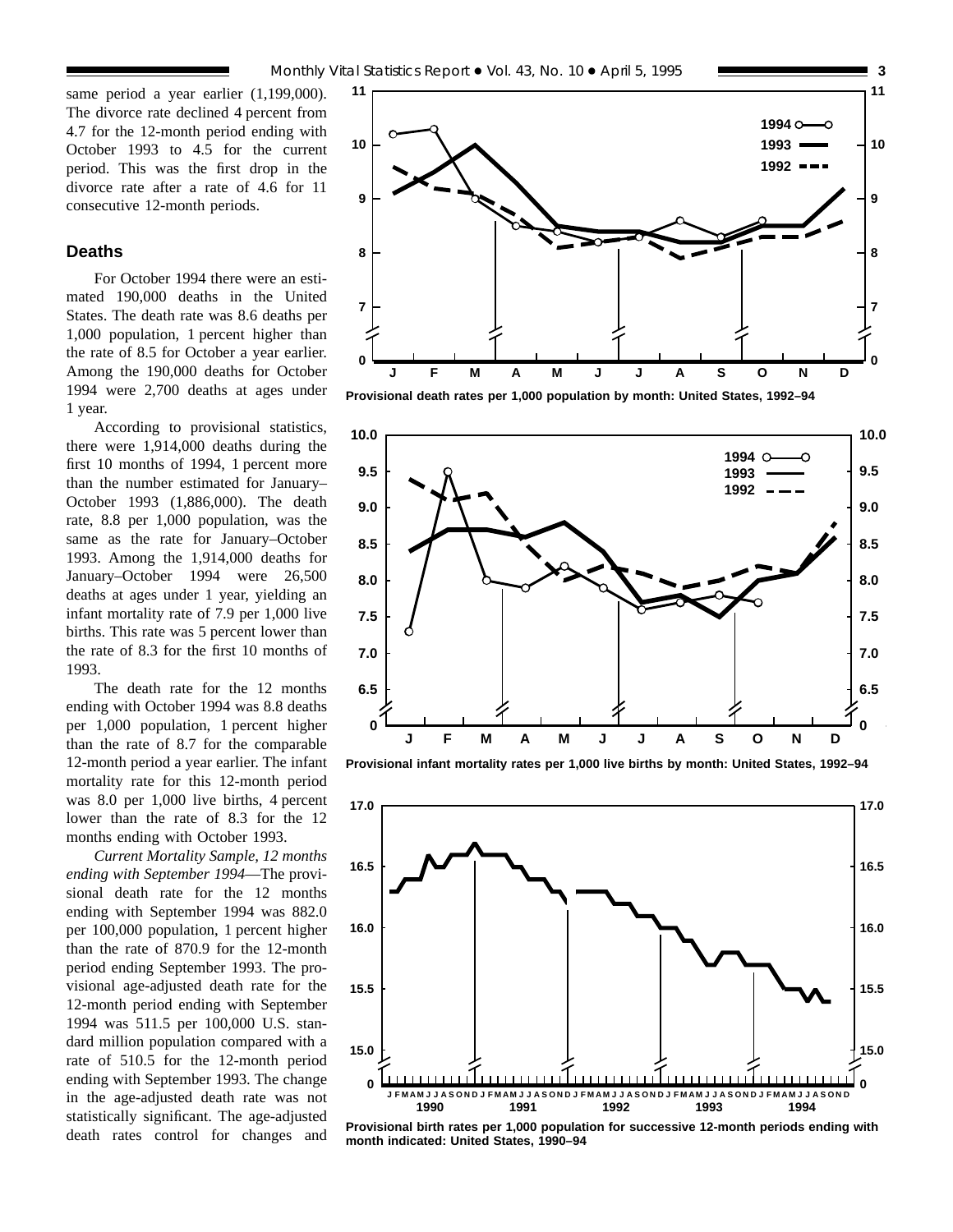same period a year earlier (1,199,000). The divorce rate declined 4 percent from 4.7 for the 12-month period ending with October 1993 to 4.5 for the current period. This was the first drop in the divorce rate after a rate of 4.6 for 11 consecutive 12-month periods.

## Deaths

For October 1994 there were an estimated 190,000 deaths in the United States. The death rate was 8.6 deaths per 1,000 population, 1 percent higher than the rate of 8.5 for October a year earlier. Among the 190,000 deaths for October 1994 were 2,700 deaths at ages under 1 year.

According to provisional statistics, there were 1,914,000 deaths during the first 10 months of 1994, 1 percent more than the number estimated for January–October 1993 (1,886,000). The death rate, 8.8 per 1,000 population, was the same as the rate for January–October 1993. Among the 1,914,000 deaths for January–October 1994 were 26,500 deaths at ages under 1 year, yielding an infant mortality rate of 7.9 per 1,000 live births. This rate was 5 percent lower than the rate of 8.3 for the first 10 months of 1993.

The death rate for the 12 months ending with October 1994 was 8.8 deaths per 1,000 population, 1 percent higher than the rate of 8.7 for the comparable 12-month period a year earlier. The infant mortality rate for this 12-month period was 8.0 per 1,000 live births, 4 percent lower than the rate of 8.3 for the 12 months ending with October 1993.

*Current Mortality Sample, 12 months ending with September 1994*—The provisional death rate for the 12 months ending with September 1994 was 882.0 per 100,000 population, 1 percent higher than the rate of 870.9 for the 12-month period ending September 1993. The provisional age-adjusted death rate for the 12-month period ending with September 1994 was 511.5 per 100,000 U.S. standard million population compared with a rate of 510.5 for the 12-month period ending with September 1993. The change in the age-adjusted death rate was not statistically significant. The age-adjusted death rates control for changes and

Provisional death rates per 1,000 population by month: United States, 1992–94

Provisional infant mortality rates per 1,000 live births by month: United States, 1992–94

Provisional birth rates per 1,000 population for successive 12-month periods ending with month indicated: United States, 1990–94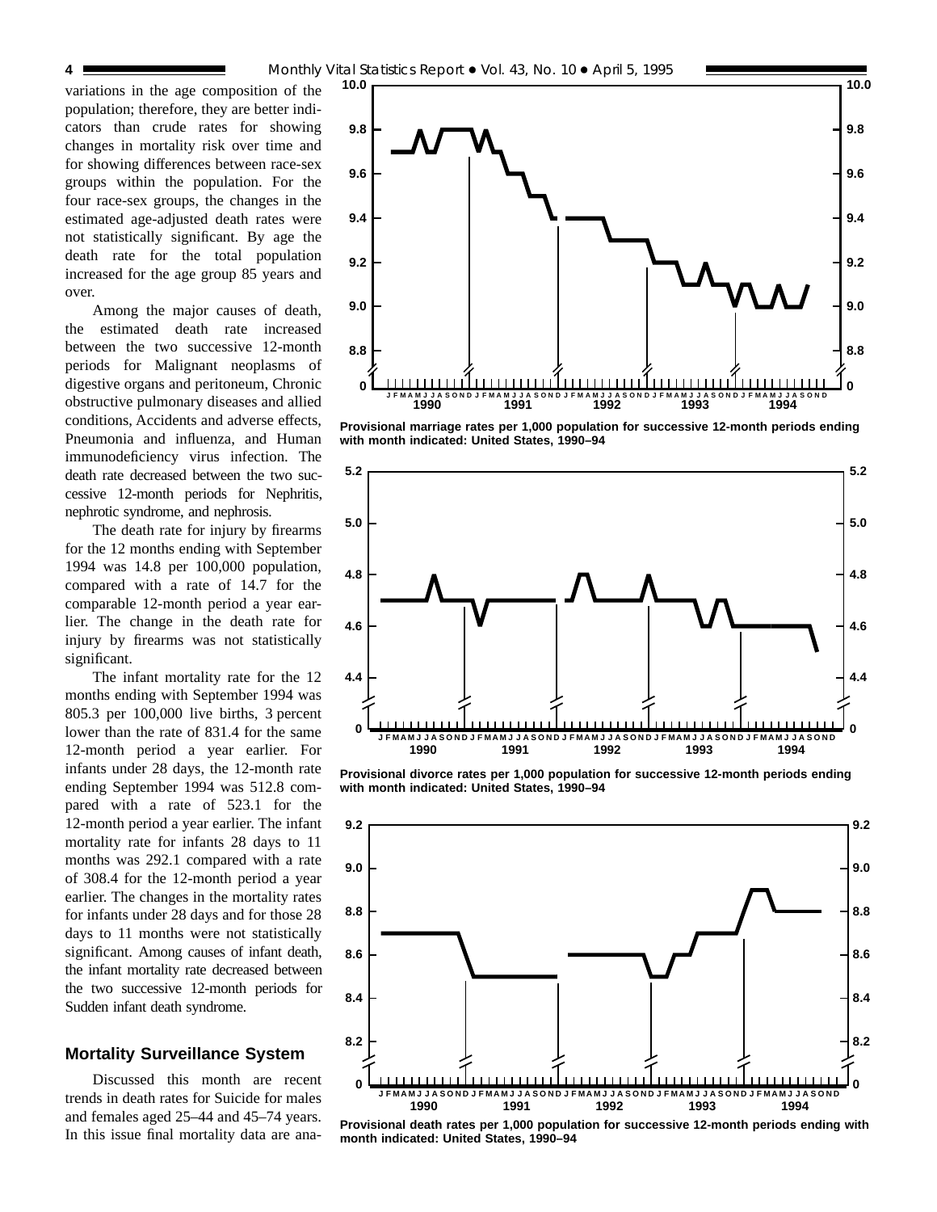variations in the age composition of the population; therefore, they are better indicators than crude rates for showing changes in mortality risk over time and for showing differences between race-sex groups within the population. For the four race-sex groups, the changes in the estimated age-adjusted death rates were not statistically significant. By age the death rate for the total population increased for the age group 85 years and over.

Among the major causes of death, the estimated death rate increased between the two successive 12-month periods for Malignant neoplasms of digestive organs and peritoneum, Chronic obstructive pulmonary diseases and allied conditions, Accidents and adverse effects, Pneumonia and influenza, and Human immunodeficiency virus infection. The death rate decreased between the two successive 12-month periods for Nephritis, nephrotic syndrome, and nephrosis.

The death rate for injury by firearms for the 12 months ending with September 1994 was 14.8 per 100,000 population, compared with a rate of 14.7 for the comparable 12-month period a year earlier. The change in the death rate for injury by firearms was not statistically significant.

The infant mortality rate for the 12 months ending with September 1994 was 805.3 per 100,000 live births, 3 percent lower than the rate of 831.4 for the same 12-month period a year earlier. For infants under 28 days, the 12-month rate ending September 1994 was 512.8 compared with a rate of 523.1 for the 12-month period a year earlier. The infant mortality rate for infants 28 days to 11 months was 292.1 compared with a rate of 308.4 for the 12-month period a year earlier. The changes in the mortality rates for infants under 28 days and for those 28 days to 11 months were not statistically significant. Among causes of infant death, the infant mortality rate decreased between the two successive 12-month periods for Sudden infant death syndrome.

## Mortality Surveillance System

Discussed this month are recent trends in death rates for Suicide for males and females aged 25–44 and 45–74 years. In this issue final mortality data are ana-

**Provisional marriage rates per 1,000 population for successive 12-month periods ending with month indicated: United States, 1990–94**

**Provisional divorce rates per 1,000 population for successive 12-month periods ending with month indicated: United States, 1990–94**

**Provisional death rates per 1,000 population for successive 12-month periods ending with month indicated: United States, 1990–94**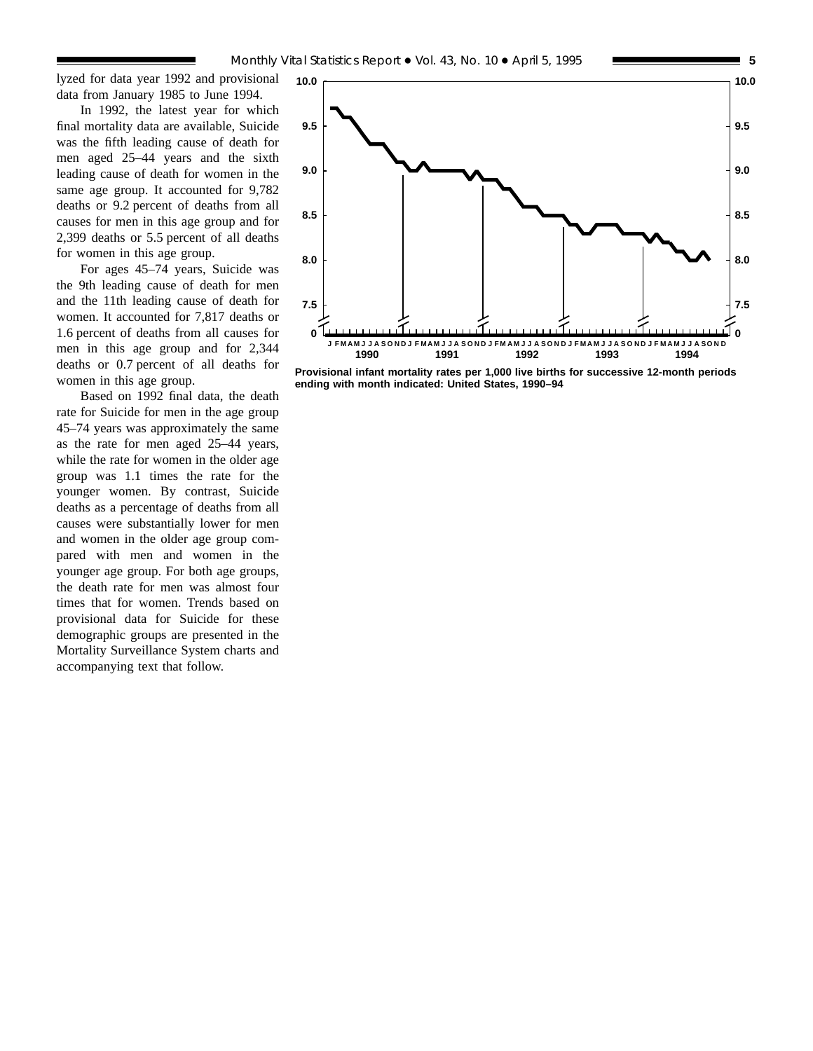lyzed for data year 1992 and provisional data from January 1985 to June 1994.

In 1992, the latest year for which final mortality data are available, Suicide was the fifth leading cause of death for men aged 25–44 years and the sixth leading cause of death for women in the same age group. It accounted for 9,782 deaths or 9.2 percent of deaths from all causes for men in this age group and for 2,399 deaths or 5.5 percent of all deaths for women in this age group.

For ages 45–74 years, Suicide was the 9th leading cause of death for men and the 11th leading cause of death for women. It accounted for 7,817 deaths or 1.6 percent of deaths from all causes for men in this age group and for 2,344 deaths or 0.7 percent of all deaths for women in this age group.

Based on 1992 final data, the death rate for Suicide for men in the age group 45–74 years was approximately the same as the rate for men aged 25–44 years, while the rate for women in the older age group was 1.1 times the rate for the younger women. By contrast, Suicide deaths as a percentage of deaths from all causes were substantially lower for men and women in the older age group compared with men and women in the younger age group. For both age groups, the death rate for men was almost four times that for women. Trends based on provisional data for Suicide for these demographic groups are presented in the Mortality Surveillance System charts and accompanying text that follow.

**Provisional infant mortality rates per 1,000 live births for successive 12-month periods ending with month indicated: United States, 1990–94**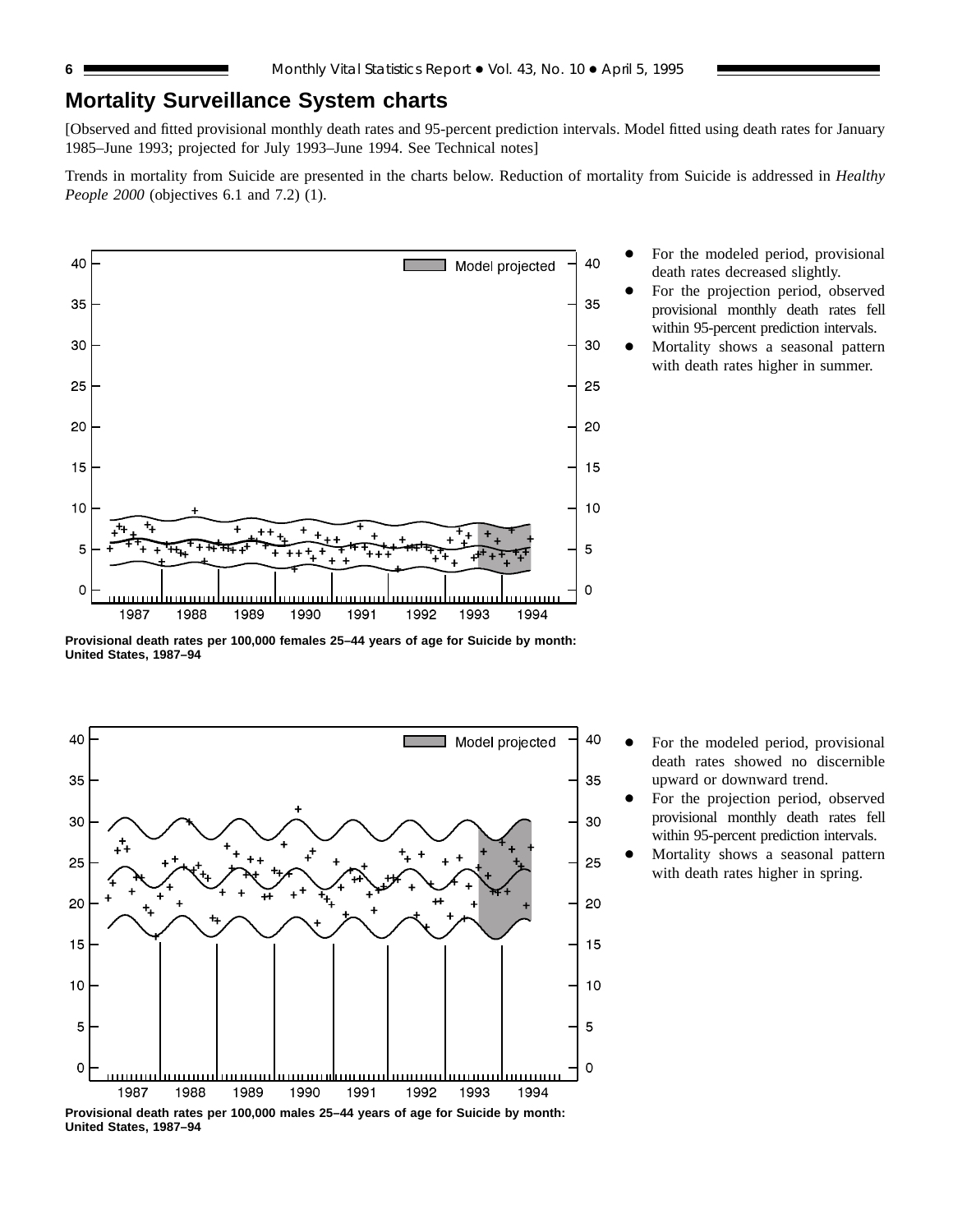## Mortality Surveillance System charts

[Observed and fitted provisional monthly death rates and 95-percent prediction intervals. Model fitted using death rates for January 1985–June 1993; projected for July 1993–June 1994. See Technical notes]

Trends in mortality from Suicide are presented in the charts below. Reduction of mortality from Suicide is addressed in *Healthy People 2000* (objectives 6.1 and 7.2) (1).

- For the modeled period, provisional death rates decreased slightly.
- For the projection period, observed provisional monthly death rates fell within 95-percent prediction intervals.
- Mortality shows a seasonal pattern with death rates higher in summer.

**Provisional death rates per 100,000 females 25–44 years of age for Suicide by month: United States, 1987–94**

- For the modeled period, provisional death rates showed no discernible upward or downward trend.
- For the projection period, observed provisional monthly death rates fell within 95-percent prediction intervals.
- Mortality shows a seasonal pattern with death rates higher in spring.

**Provisional death rates per 100,000 males 25–44 years of age for Suicide by month: United States, 1987–94**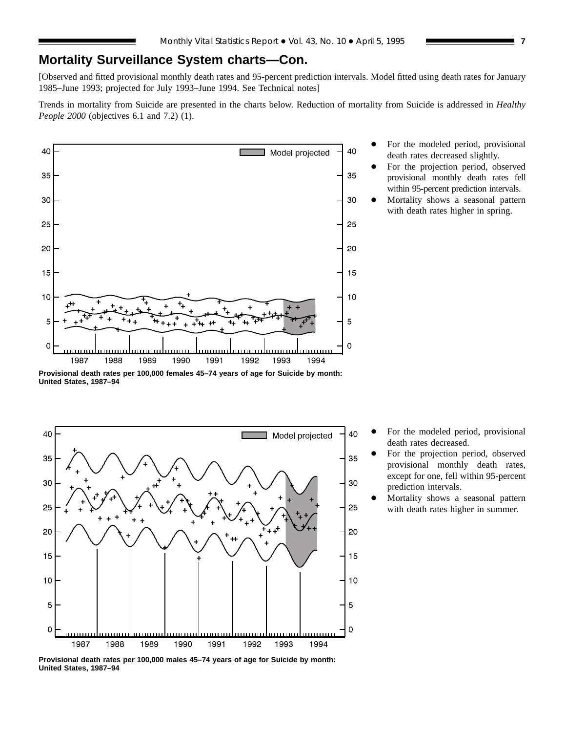## Mortality Surveillance System charts—Con.

[Observed and fitted provisional monthly death rates and 95-percent prediction intervals. Model fitted using death rates for January 1985–June 1993; projected for July 1993–June 1994. See Technical notes]

Trends in mortality from Suicide are presented in the charts below. Reduction of mortality from Suicide is addressed in *Healthy People 2000* (objectives 6.1 and 7.2) (1).

- For the modeled period, provisional death rates decreased slightly.
- For the projection period, observed provisional monthly death rates fell within 95-percent prediction intervals.
- Mortality shows a seasonal pattern with death rates higher in spring.

**Provisional death rates per 100,000 females 45–74 years of age for Suicide by month: United States, 1987–94**

- For the modeled period, provisional death rates decreased.
- For the projection period, observed provisional monthly death rates, except for one, fell within 95-percent prediction intervals.
- Mortality shows a seasonal pattern with death rates higher in summer.

**Provisional death rates per 100,000 males 45–74 years of age for Suicide by month: United States, 1987–94**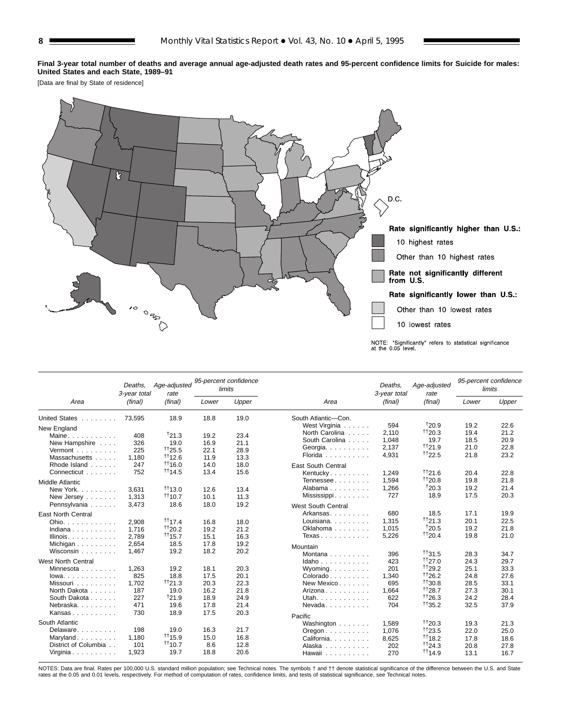**Final 3-year total number of deaths and average annual age-adjusted death rates and 95-percent confidence limits for Suicide for males: United States and each State, 1989–91**

[Data are final by State of residence]

Rate significantly higher than U.S.:
- 10 highest rates
- Other than 10 highest rates

Rate not significantly different from U.S.

Rate significantly lower than U.S.:
- Other than 10 lowest rates
- 10 lowest rates

NOTE: "Significantly" refers to statistical significance at the 0.05 level.

| Area | Deaths, 3-year total (final) | Age-adjusted rate (final) | 95-percent confidence limits | |
|---|---|---|---|---|
| | | | Lower | Upper |
| United States | 73,595 | 18.9 | 18.8 | 19.0 |
| **New England** | | | | |
| Maine | 408 | †21.3 | 19.2 | 23.4 |
| New Hampshire | 326 | 19.0 | 16.9 | 21.1 |
| Vermont | 225 | ††25.5 | 22.1 | 28.9 |
| Massachusetts | 1,180 | ††12.6 | 11.9 | 13.3 |
| Rhode Island | 247 | ††16.0 | 14.0 | 18.0 |
| Connecticut | 752 | ††14.5 | 13.4 | 15.6 |
| **Middle Atlantic** | | | | |
| New York | 3,631 | ††13.0 | 12.6 | 13.4 |
| New Jersey | 1,313 | ††10.7 | 10.1 | 11.3 |
| Pennsylvania | 3,473 | 18.6 | 18.0 | 19.2 |
| **East North Central** | | | | |
| Ohio | 2,908 | ††17.4 | 16.8 | 18.0 |
| Indiana | 1,716 | ††20.2 | 19.2 | 21.2 |
| Illinois | 2,789 | ††15.7 | 15.1 | 16.3 |
| Michigan | 2,654 | 18.5 | 17.8 | 19.2 |
| Wisconsin | 1,467 | 19.2 | 18.2 | 20.2 |
| **West North Central** | | | | |
| Minnesota | 1,263 | 19.2 | 18.1 | 20.3 |
| Iowa | 825 | 18.8 | 17.5 | 20.1 |
| Missouri | 1,702 | ††21.3 | 20.3 | 22.3 |
| North Dakota | 187 | 19.0 | 16.2 | 21.8 |
| South Dakota | 227 | †21.9 | 18.9 | 24.9 |
| Nebraska | 471 | 19.6 | 17.8 | 21.4 |
| Kansas | 730 | 18.9 | 17.5 | 20.3 |
| **South Atlantic** | | | | |
| Delaware | 198 | 19.0 | 16.3 | 21.7 |
| Maryland | 1,180 | ††15.9 | 15.0 | 16.8 |
| District of Columbia | 101 | ††10.7 | 8.6 | 12.8 |
| Virginia | 1,923 | 19.7 | 18.8 | 20.6 |
| **South Atlantic—Con.** | | | | |
| West Virginia | 594 | †20.9 | 19.2 | 22.6 |
| North Carolina | 2,110 | ††20.3 | 19.4 | 21.2 |
| South Carolina | 1,048 | 19.7 | 18.5 | 20.9 |
| Georgia | 2,137 | ††21.9 | 21.0 | 22.8 |
| Florida | 4,931 | ††22.5 | 21.8 | 23.2 |
| **East South Central** | | | | |
| Kentucky | 1,249 | ††21.6 | 20.4 | 22.8 |
| Tennessee | 1,594 | ††20.8 | 19.8 | 21.8 |
| Alabama | 1,266 | †20.3 | 19.2 | 21.4 |
| Mississippi | 727 | 18.9 | 17.5 | 20.3 |
| **West South Central** | | | | |
| Arkansas | 680 | 18.5 | 17.1 | 19.9 |
| Louisiana | 1,315 | ††21.3 | 20.1 | 22.5 |
| Oklahoma | 1,015 | †20.5 | 19.2 | 21.8 |
| Texas | 5,226 | ††20.4 | 19.8 | 21.0 |
| **Mountain** | | | | |
| Montana | 396 | ††31.5 | 28.3 | 34.7 |
| Idaho | 423 | ††27.0 | 24.3 | 29.7 |
| Wyoming | 201 | ††29.2 | 25.1 | 33.3 |
| Colorado | 1,340 | ††26.2 | 24.8 | 27.6 |
| New Mexico | 695 | ††30.8 | 28.5 | 33.1 |
| Arizona | 1,664 | ††28.7 | 27.3 | 30.1 |
| Utah | 622 | ††26.3 | 24.2 | 28.4 |
| Nevada | 704 | ††35.2 | 32.5 | 37.9 |
| **Pacific** | | | | |
| Washington | 1,589 | ††20.3 | 19.3 | 21.3 |
| Oregon | 1,076 | ††23.5 | 22.0 | 25.0 |
| California | 8,625 | ††18.2 | 17.8 | 18.6 |
| Alaska | 202 | ††24.3 | 20.8 | 27.8 |
| Hawaii | 270 | ††14.9 | 13.1 | 16.7 |

NOTES: Data are final. Rates per 100,000 U.S. standard million population; see Technical notes. The symbols † and †† denote statistical significance of the difference between the U.S. and State rates at the 0.05 and 0.01 levels, respectively. For method of computation of rates, confidence limits, and tests of statistical significance, see Technical notes.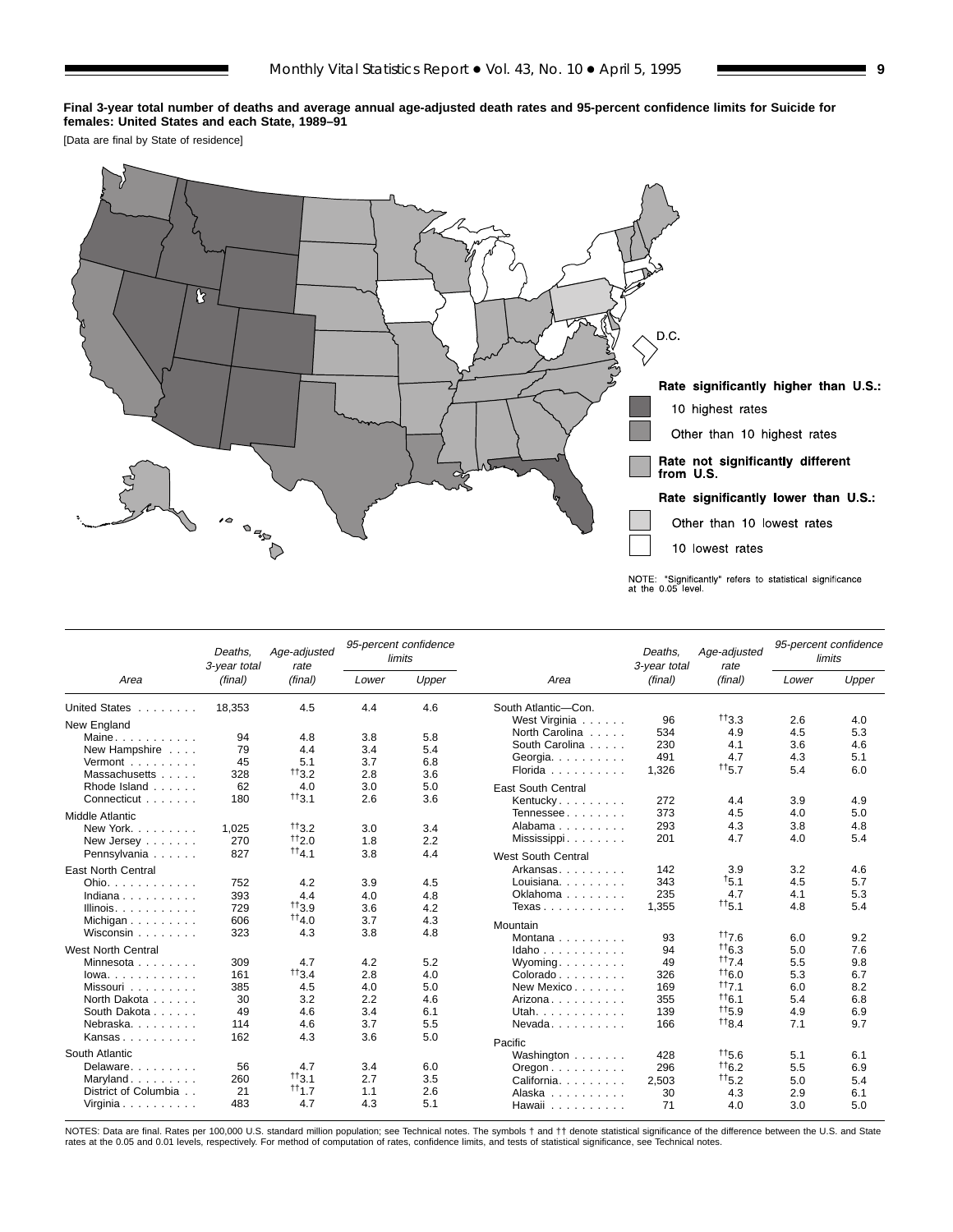**Final 3-year total number of deaths and average annual age-adjusted death rates and 95-percent confidence limits for Suicide for females: United States and each State, 1989–91**

[Data are final by State of residence]

D.C.

Rate significantly higher than U.S.:
- 10 highest rates
- Other than 10 highest rates

Rate not significantly different from U.S.

Rate significantly lower than U.S.:
- Other than 10 lowest rates
- 10 lowest rates

NOTE: "Significantly" refers to statistical significance at the 0.05 level.

| Area | Deaths, 3-year total (final) | Age-adjusted rate (final) | 95-percent confidence limits | |
|---|---|---|---|---|
| | | | Lower | Upper |
| United States | 18,353 | 4.5 | 4.4 | 4.6 |
| **New England** | | | | |
| Maine | 94 | 4.8 | 3.8 | 5.8 |
| New Hampshire | 79 | 4.4 | 3.4 | 5.4 |
| Vermont | 45 | 5.1 | 3.7 | 6.8 |
| Massachusetts | 328 | ††3.2 | 2.8 | 3.6 |
| Rhode Island | 62 | 4.0 | 3.0 | 5.0 |
| Connecticut | 180 | ††3.1 | 2.6 | 3.6 |
| **Middle Atlantic** | | | | |
| New York | 1,025 | ††3.2 | 3.0 | 3.4 |
| New Jersey | 270 | ††2.0 | 1.8 | 2.2 |
| Pennsylvania | 827 | ††4.1 | 3.8 | 4.4 |
| **East North Central** | | | | |
| Ohio | 752 | 4.2 | 3.9 | 4.5 |
| Indiana | 393 | 4.4 | 4.0 | 4.8 |
| Illinois | 729 | ††3.9 | 3.6 | 4.2 |
| Michigan | 606 | ††4.0 | 3.7 | 4.3 |
| Wisconsin | 323 | 4.3 | 3.8 | 4.8 |
| **West North Central** | | | | |
| Minnesota | 309 | 4.7 | 4.2 | 5.2 |
| Iowa | 161 | ††3.4 | 2.8 | 4.0 |
| Missouri | 385 | 4.5 | 4.0 | 5.0 |
| North Dakota | 30 | 3.2 | 2.2 | 4.6 |
| South Dakota | 49 | 4.6 | 3.4 | 6.1 |
| Nebraska | 114 | 4.6 | 3.7 | 5.5 |
| Kansas | 162 | 4.3 | 3.6 | 5.0 |
| **South Atlantic** | | | | |
| Delaware | 56 | 4.7 | 3.4 | 6.0 |
| Maryland | 260 | ††3.1 | 2.7 | 3.5 |
| District of Columbia | 21 | ††1.7 | 1.1 | 2.6 |
| Virginia | 483 | 4.7 | 4.3 | 5.1 |
| **South Atlantic—Con.** | | | | |
| West Virginia | 96 | ††3.3 | 2.6 | 4.0 |
| North Carolina | 534 | 4.9 | 4.5 | 5.3 |
| South Carolina | 230 | 4.1 | 3.6 | 4.6 |
| Georgia | 491 | 4.7 | 4.3 | 5.1 |
| Florida | 1,326 | ††5.7 | 5.4 | 6.0 |
| **East South Central** | | | | |
| Kentucky | 272 | 4.4 | 3.9 | 4.9 |
| Tennessee | 373 | 4.5 | 4.0 | 5.0 |
| Alabama | 293 | 4.3 | 3.8 | 4.8 |
| Mississippi | 201 | 4.7 | 4.0 | 5.4 |
| **West South Central** | | | | |
| Arkansas | 142 | 3.9 | 3.2 | 4.6 |
| Louisiana | 343 | †5.1 | 4.5 | 5.7 |
| Oklahoma | 235 | 4.7 | 4.1 | 5.3 |
| Texas | 1,355 | ††5.1 | 4.8 | 5.4 |
| **Mountain** | | | | |
| Montana | 93 | ††7.6 | 6.0 | 9.2 |
| Idaho | 94 | ††6.3 | 5.0 | 7.6 |
| Wyoming | 49 | ††7.4 | 5.5 | 9.8 |
| Colorado | 326 | ††6.0 | 5.3 | 6.7 |
| New Mexico | 169 | ††7.1 | 6.0 | 8.2 |
| Arizona | 355 | ††6.1 | 5.4 | 6.8 |
| Utah | 139 | ††5.9 | 4.9 | 6.9 |
| Nevada | 166 | ††8.4 | 7.1 | 9.7 |
| **Pacific** | | | | |
| Washington | 428 | ††5.6 | 5.1 | 6.1 |
| Oregon | 296 | ††6.2 | 5.5 | 6.9 |
| California | 2,503 | ††5.2 | 5.0 | 5.4 |
| Alaska | 30 | 4.3 | 2.9 | 6.1 |
| Hawaii | 71 | 4.0 | 3.0 | 5.0 |

NOTES: Data are final. Rates per 100,000 U.S. standard million population; see Technical notes. The symbols † and †† denote statistical significance of the difference between the U.S. and State rates at the 0.05 and 0.01 levels, respectively. For method of computation of rates, confidence limits, and tests of statistical significance, see Technical notes.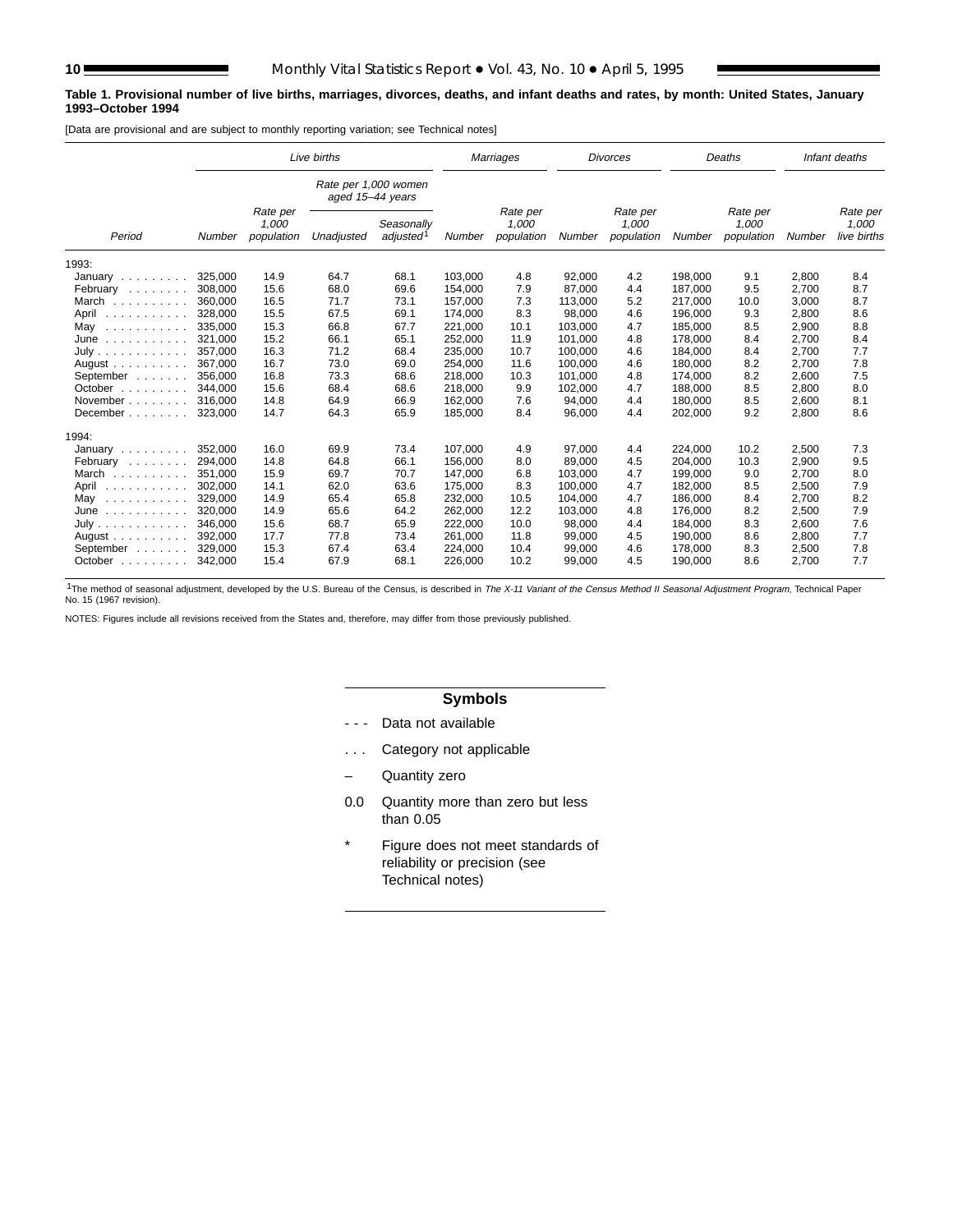**Table 1. Provisional number of live births, marriages, divorces, deaths, and infant deaths and rates, by month: United States, January 1993–October 1994**

[Data are provisional and are subject to monthly reporting variation; see Technical notes]

| Period | Live births | | | | Marriages | | Divorces | | Deaths | | Infant deaths | |
|---|---|---|---|---|---|---|---|---|---|---|---|---|
| | | | Rate per 1,000 women aged 15–44 years | | | | | | | | | |
| | Number | Rate per 1,000 population | Unadjusted | Seasonally adjusted[1] | Number | Rate per 1,000 population | Number | Rate per 1,000 population | Number | Rate per 1,000 population | Number | Rate per 1,000 live births |
| 1993: | | | | | | | | | | | | |
| January | 325,000 | 14.9 | 64.7 | 68.1 | 103,000 | 4.8 | 92,000 | 4.2 | 198,000 | 9.1 | 2,800 | 8.4 |
| February | 308,000 | 15.6 | 68.0 | 69.6 | 154,000 | 7.9 | 87,000 | 4.4 | 187,000 | 9.5 | 2,700 | 8.7 |
| March | 360,000 | 16.5 | 71.7 | 73.1 | 157,000 | 7.3 | 113,000 | 5.2 | 217,000 | 10.0 | 3,000 | 8.7 |
| April | 328,000 | 15.5 | 67.5 | 69.1 | 174,000 | 8.3 | 98,000 | 4.6 | 196,000 | 9.3 | 2,800 | 8.6 |
| May | 335,000 | 15.3 | 66.8 | 67.7 | 221,000 | 10.1 | 103,000 | 4.7 | 185,000 | 8.5 | 2,900 | 8.8 |
| June | 321,000 | 15.2 | 66.1 | 65.1 | 252,000 | 11.9 | 101,000 | 4.8 | 178,000 | 8.4 | 2,700 | 8.4 |
| July | 357,000 | 16.3 | 71.2 | 68.4 | 235,000 | 10.7 | 100,000 | 4.6 | 184,000 | 8.4 | 2,700 | 7.7 |
| August | 367,000 | 16.7 | 73.0 | 69.0 | 254,000 | 11.6 | 100,000 | 4.6 | 180,000 | 8.2 | 2,700 | 7.8 |
| September | 356,000 | 16.8 | 73.3 | 68.6 | 218,000 | 10.3 | 101,000 | 4.8 | 174,000 | 8.2 | 2,600 | 7.5 |
| October | 344,000 | 15.6 | 68.4 | 68.6 | 218,000 | 9.9 | 102,000 | 4.7 | 188,000 | 8.5 | 2,800 | 8.0 |
| November | 316,000 | 14.8 | 64.9 | 66.9 | 162,000 | 7.6 | 94,000 | 4.4 | 180,000 | 8.5 | 2,600 | 8.1 |
| December | 323,000 | 14.7 | 64.3 | 65.9 | 185,000 | 8.4 | 96,000 | 4.4 | 202,000 | 9.2 | 2,800 | 8.6 |
| 1994: | | | | | | | | | | | | |
| January | 352,000 | 16.0 | 69.9 | 73.4 | 107,000 | 4.9 | 97,000 | 4.4 | 224,000 | 10.2 | 2,500 | 7.3 |
| February | 294,000 | 14.8 | 64.8 | 66.1 | 156,000 | 8.0 | 89,000 | 4.5 | 204,000 | 10.3 | 2,900 | 9.5 |
| March | 351,000 | 15.9 | 69.7 | 70.7 | 147,000 | 6.8 | 103,000 | 4.7 | 199,000 | 9.0 | 2,700 | 8.0 |
| April | 302,000 | 14.1 | 62.0 | 63.6 | 175,000 | 8.3 | 100,000 | 4.7 | 182,000 | 8.5 | 2,500 | 7.9 |
| May | 329,000 | 14.9 | 65.4 | 65.8 | 232,000 | 10.5 | 104,000 | 4.7 | 186,000 | 8.4 | 2,700 | 8.2 |
| June | 320,000 | 14.9 | 65.6 | 64.2 | 262,000 | 12.2 | 103,000 | 4.8 | 176,000 | 8.2 | 2,500 | 7.9 |
| July | 346,000 | 15.6 | 68.7 | 65.9 | 222,000 | 10.0 | 98,000 | 4.4 | 184,000 | 8.3 | 2,600 | 7.6 |
| August | 392,000 | 17.7 | 77.8 | 73.4 | 261,000 | 11.8 | 99,000 | 4.5 | 190,000 | 8.6 | 2,800 | 7.7 |
| September | 329,000 | 15.3 | 67.4 | 63.4 | 224,000 | 10.4 | 99,000 | 4.6 | 178,000 | 8.3 | 2,500 | 7.8 |
| October | 342,000 | 15.4 | 67.9 | 68.1 | 226,000 | 10.2 | 99,000 | 4.5 | 190,000 | 8.6 | 2,700 | 7.7 |

[1]The method of seasonal adjustment, developed by the U.S. Bureau of the Census, is described in *The X-11 Variant of the Census Method II Seasonal Adjustment Program*, Technical Paper No. 15 (1967 revision).

NOTES: Figures include all revisions received from the States and, therefore, may differ from those previously published.

## Symbols

- - - Data not available

. . . Category not applicable

– Quantity zero

0.0 Quantity more than zero but less than 0.05

* Figure does not meet standards of reliability or precision (see Technical notes)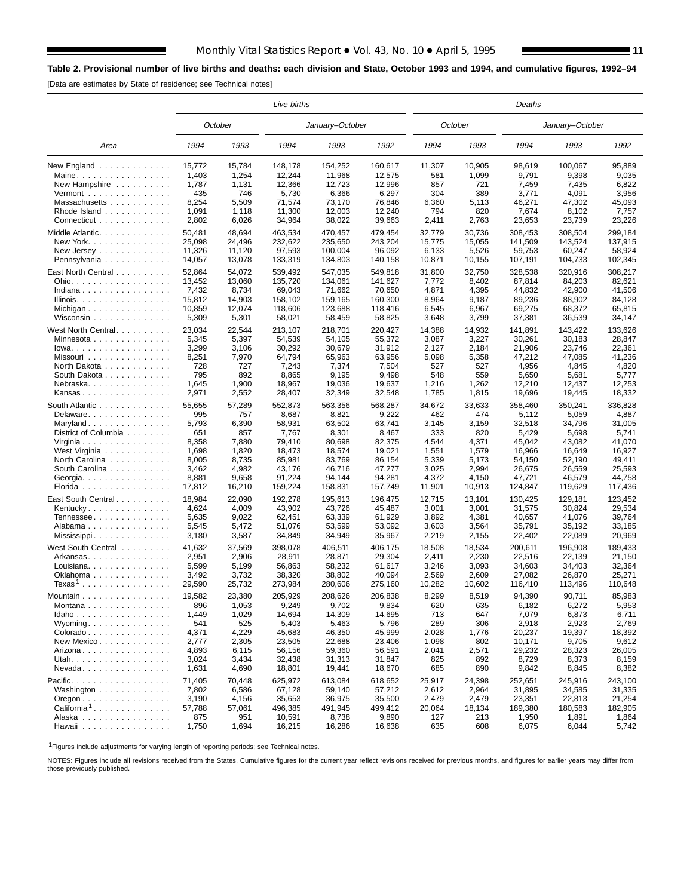**Table 2. Provisional number of live births and deaths: each division and State, October 1993 and 1994, and cumulative figures, 1992–94**

[Data are estimates by State of residence; see Technical notes]

| Area | Live births | | | | | Deaths | | | | |
|---|---|---|---|---|---|---|---|---|---|---|
| | October | | January–October | | | October | | January–October | | |
| | 1994 | 1993 | 1994 | 1993 | 1992 | 1994 | 1993 | 1994 | 1993 | 1992 |
| New England | 15,772 | 15,784 | 148,178 | 154,252 | 160,617 | 11,307 | 10,905 | 98,619 | 100,067 | 95,889 |
| Maine | 1,403 | 1,254 | 12,244 | 11,968 | 12,575 | 581 | 1,099 | 9,791 | 9,398 | 9,035 |
| New Hampshire | 1,787 | 1,131 | 12,366 | 12,723 | 12,996 | 857 | 721 | 7,459 | 7,435 | 6,822 |
| Vermont | 435 | 746 | 5,730 | 6,366 | 6,297 | 304 | 389 | 3,771 | 4,091 | 3,956 |
| Massachusetts | 8,254 | 5,509 | 71,574 | 73,170 | 76,846 | 6,360 | 5,113 | 46,271 | 47,302 | 45,093 |
| Rhode Island | 1,091 | 1,118 | 11,300 | 12,003 | 12,240 | 794 | 820 | 7,674 | 8,102 | 7,757 |
| Connecticut | 2,802 | 6,026 | 34,964 | 38,022 | 39,663 | 2,411 | 2,763 | 23,653 | 23,739 | 23,226 |
| Middle Atlantic | 50,481 | 48,694 | 463,534 | 470,457 | 479,454 | 32,779 | 30,736 | 308,453 | 308,504 | 299,184 |
| New York | 25,098 | 24,496 | 232,622 | 235,650 | 243,204 | 15,775 | 15,055 | 141,509 | 143,524 | 137,915 |
| New Jersey | 11,326 | 11,120 | 97,593 | 100,004 | 96,092 | 6,133 | 5,526 | 59,753 | 60,247 | 58,924 |
| Pennsylvania | 14,057 | 13,078 | 133,319 | 134,803 | 140,158 | 10,871 | 10,155 | 107,191 | 104,733 | 102,345 |
| East North Central | 52,864 | 54,072 | 539,492 | 547,035 | 549,818 | 31,800 | 32,750 | 328,538 | 320,916 | 308,217 |
| Ohio | 13,452 | 13,060 | 135,720 | 134,061 | 141,627 | 7,772 | 8,402 | 87,814 | 84,203 | 82,621 |
| Indiana | 7,432 | 8,734 | 69,043 | 71,662 | 70,650 | 4,871 | 4,395 | 44,832 | 42,900 | 41,506 |
| Illinois | 15,812 | 14,903 | 158,102 | 159,165 | 160,300 | 8,964 | 9,187 | 89,236 | 88,902 | 84,128 |
| Michigan | 10,859 | 12,074 | 118,606 | 123,688 | 118,416 | 6,545 | 6,967 | 69,275 | 68,372 | 65,815 |
| Wisconsin | 5,309 | 5,301 | 58,021 | 58,459 | 58,825 | 3,648 | 3,799 | 37,381 | 36,539 | 34,147 |
| West North Central | 23,034 | 22,544 | 213,107 | 218,701 | 220,427 | 14,388 | 14,932 | 141,891 | 143,422 | 133,626 |
| Minnesota | 5,345 | 5,397 | 54,539 | 54,105 | 55,372 | 3,087 | 3,227 | 30,261 | 30,183 | 28,847 |
| Iowa | 3,299 | 3,106 | 30,292 | 30,679 | 31,912 | 2,127 | 2,184 | 21,906 | 23,746 | 22,361 |
| Missouri | 8,251 | 7,970 | 64,794 | 65,963 | 63,956 | 5,098 | 5,358 | 47,212 | 47,085 | 41,236 |
| North Dakota | 728 | 727 | 7,243 | 7,374 | 7,504 | 527 | 527 | 4,956 | 4,845 | 4,820 |
| South Dakota | 795 | 892 | 8,865 | 9,195 | 9,498 | 548 | 559 | 5,650 | 5,681 | 5,777 |
| Nebraska | 1,645 | 1,900 | 18,967 | 19,036 | 19,637 | 1,216 | 1,262 | 12,210 | 12,437 | 12,253 |
| Kansas | 2,971 | 2,552 | 28,407 | 32,349 | 32,548 | 1,785 | 1,815 | 19,696 | 19,445 | 18,332 |
| South Atlantic | 55,655 | 57,289 | 552,873 | 563,356 | 568,287 | 34,672 | 33,633 | 358,460 | 350,241 | 336,828 |
| Delaware | 995 | 757 | 8,687 | 8,821 | 9,222 | 462 | 474 | 5,112 | 5,059 | 4,887 |
| Maryland | 5,793 | 6,390 | 58,931 | 63,502 | 63,741 | 3,145 | 3,159 | 32,518 | 34,796 | 31,005 |
| District of Columbia | 651 | 857 | 7,767 | 8,301 | 8,467 | 333 | 820 | 5,429 | 5,698 | 5,741 |
| Virginia | 8,358 | 7,880 | 79,410 | 80,698 | 82,375 | 4,544 | 4,371 | 45,042 | 43,082 | 41,070 |
| West Virginia | 1,698 | 1,820 | 18,473 | 18,574 | 19,021 | 1,551 | 1,579 | 16,966 | 16,649 | 16,927 |
| North Carolina | 8,005 | 8,735 | 85,981 | 83,769 | 86,154 | 5,339 | 5,173 | 54,150 | 52,190 | 49,411 |
| South Carolina | 3,462 | 4,982 | 43,176 | 46,716 | 47,277 | 3,025 | 2,994 | 26,675 | 26,559 | 25,593 |
| Georgia | 8,881 | 9,658 | 91,224 | 94,144 | 94,281 | 4,372 | 4,150 | 47,721 | 46,579 | 44,758 |
| Florida | 17,812 | 16,210 | 159,224 | 158,831 | 157,749 | 11,901 | 10,913 | 124,847 | 119,629 | 117,436 |
| East South Central | 18,984 | 22,090 | 192,278 | 195,613 | 196,475 | 12,715 | 13,101 | 130,425 | 129,181 | 123,452 |
| Kentucky | 4,624 | 4,009 | 43,902 | 43,726 | 45,487 | 3,001 | 3,001 | 31,575 | 30,824 | 29,534 |
| Tennessee | 5,635 | 9,022 | 62,451 | 63,339 | 61,929 | 3,892 | 4,381 | 40,657 | 41,076 | 39,764 |
| Alabama | 5,545 | 5,472 | 51,076 | 53,599 | 53,092 | 3,603 | 3,564 | 35,791 | 35,192 | 33,185 |
| Mississippi | 3,180 | 3,587 | 34,849 | 34,949 | 35,967 | 2,219 | 2,155 | 22,402 | 22,089 | 20,969 |
| West South Central | 41,632 | 37,569 | 398,078 | 406,511 | 406,175 | 18,508 | 18,534 | 200,611 | 196,908 | 189,433 |
| Arkansas | 2,951 | 2,906 | 28,911 | 28,871 | 29,304 | 2,411 | 2,230 | 22,516 | 22,139 | 21,150 |
| Louisiana | 5,599 | 5,199 | 56,863 | 58,232 | 61,617 | 3,246 | 3,093 | 34,603 | 34,403 | 32,364 |
| Oklahoma | 3,492 | 3,732 | 38,320 | 38,802 | 40,094 | 2,569 | 2,609 | 27,082 | 26,870 | 25,271 |
| Texas[1] | 29,590 | 25,732 | 273,984 | 280,606 | 275,160 | 10,282 | 10,602 | 116,410 | 113,496 | 110,648 |
| Mountain | 19,582 | 23,380 | 205,929 | 208,626 | 206,838 | 8,299 | 8,519 | 94,390 | 90,711 | 85,983 |
| Montana | 896 | 1,053 | 9,249 | 9,702 | 9,834 | 620 | 635 | 6,182 | 6,272 | 5,953 |
| Idaho | 1,449 | 1,029 | 14,694 | 14,309 | 14,695 | 713 | 647 | 7,079 | 6,873 | 6,711 |
| Wyoming | 541 | 525 | 5,403 | 5,463 | 5,796 | 289 | 306 | 2,918 | 2,923 | 2,769 |
| Colorado | 4,371 | 4,229 | 45,683 | 46,350 | 45,999 | 2,028 | 1,776 | 20,237 | 19,397 | 18,392 |
| New Mexico | 2,777 | 2,305 | 23,505 | 22,688 | 23,406 | 1,098 | 802 | 10,171 | 9,705 | 9,612 |
| Arizona | 4,893 | 6,115 | 56,156 | 59,360 | 56,591 | 2,041 | 2,571 | 29,232 | 28,323 | 26,005 |
| Utah | 3,024 | 3,434 | 32,438 | 31,313 | 31,847 | 825 | 892 | 8,729 | 8,373 | 8,159 |
| Nevada | 1,631 | 4,690 | 18,801 | 19,441 | 18,670 | 685 | 890 | 9,842 | 8,845 | 8,382 |
| Pacific | 71,405 | 70,448 | 625,972 | 613,084 | 618,652 | 25,917 | 24,398 | 252,651 | 245,916 | 243,100 |
| Washington | 7,802 | 6,586 | 67,128 | 59,140 | 57,212 | 2,612 | 2,964 | 31,895 | 34,585 | 31,335 |
| Oregon | 3,190 | 4,156 | 35,653 | 36,975 | 35,500 | 2,479 | 2,479 | 23,351 | 22,813 | 21,254 |
| California[1] | 57,788 | 57,061 | 496,385 | 491,945 | 499,412 | 20,064 | 18,134 | 189,380 | 180,583 | 182,905 |
| Alaska | 875 | 951 | 10,591 | 8,738 | 9,890 | 127 | 213 | 1,950 | 1,891 | 1,864 |
| Hawaii | 1,750 | 1,694 | 16,215 | 16,286 | 16,638 | 635 | 608 | 6,075 | 6,044 | 5,742 |

[1]Figures include adjustments for varying length of reporting periods; see Technical notes.

NOTES: Figures include all revisions received from the States. Cumulative figures for the current year reflect revisions received for previous months, and figures for earlier years may differ from those previously published.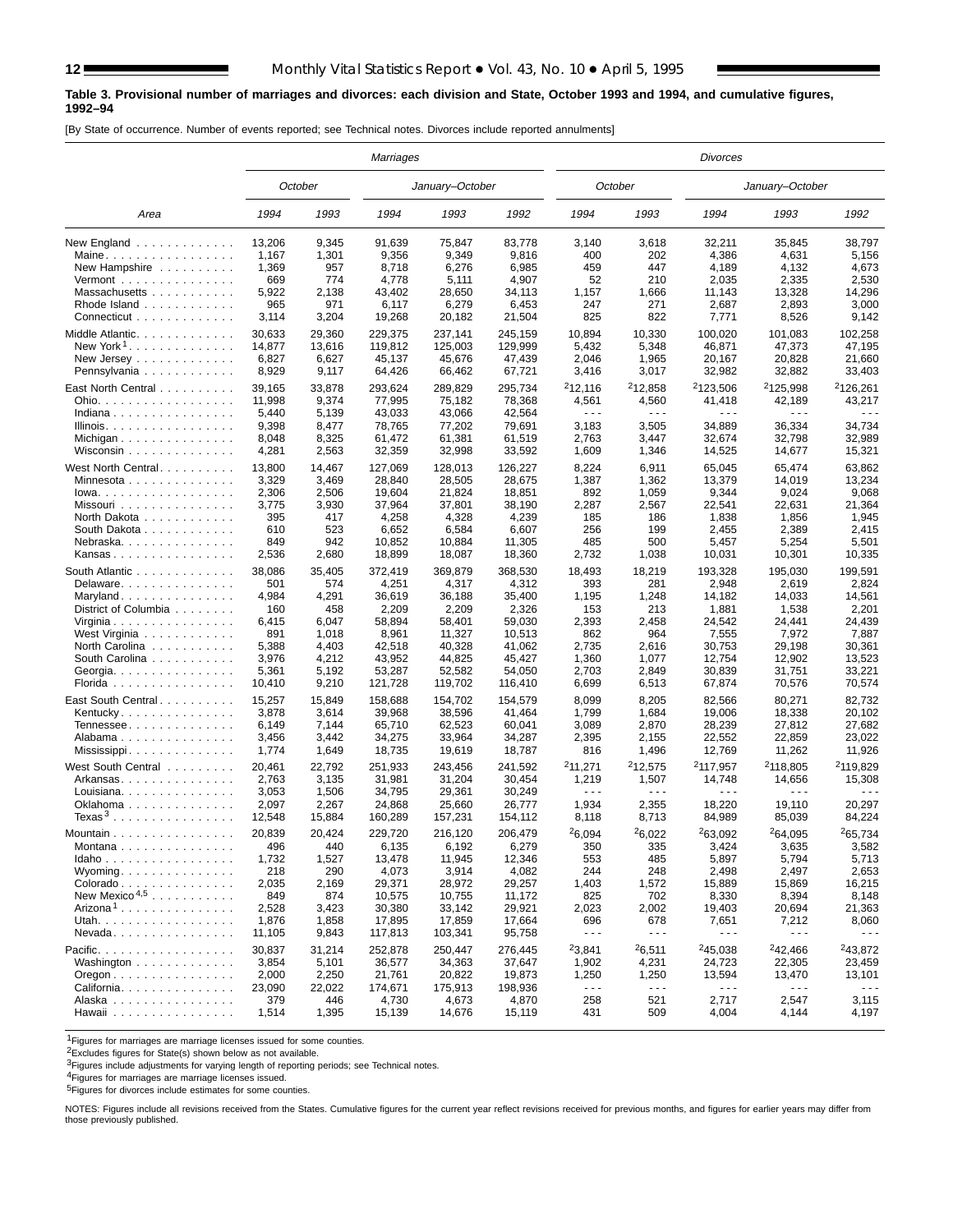**Table 3. Provisional number of marriages and divorces: each division and State, October 1993 and 1994, and cumulative figures, 1992–94**

[By State of occurrence. Number of events reported; see Technical notes. Divorces include reported annulments]

| Area | Marriages | | | | | Divorces | | | | |
|---|---|---|---|---|---|---|---|---|---|---|
| | October | | January–October | | | October | | January–October | | |
| | 1994 | 1993 | 1994 | 1993 | 1992 | 1994 | 1993 | 1994 | 1993 | 1992 |
| New England | 13,206 | 9,345 | 91,639 | 75,847 | 83,778 | 3,140 | 3,618 | 32,211 | 35,845 | 38,797 |
| Maine | 1,167 | 1,301 | 9,356 | 9,349 | 9,816 | 400 | 202 | 4,386 | 4,631 | 5,156 |
| New Hampshire | 1,369 | 957 | 8,718 | 6,276 | 6,985 | 459 | 447 | 4,189 | 4,132 | 4,673 |
| Vermont | 669 | 774 | 4,778 | 5,111 | 4,907 | 52 | 210 | 2,035 | 2,335 | 2,530 |
| Massachusetts | 5,922 | 2,138 | 43,402 | 28,650 | 34,113 | 1,157 | 1,666 | 11,143 | 13,328 | 14,296 |
| Rhode Island | 965 | 971 | 6,117 | 6,279 | 6,453 | 247 | 271 | 2,687 | 2,893 | 3,000 |
| Connecticut | 3,114 | 3,204 | 19,268 | 20,182 | 21,504 | 825 | 822 | 7,771 | 8,526 | 9,142 |
| Middle Atlantic | 30,633 | 29,360 | 229,375 | 237,141 | 245,159 | 10,894 | 10,330 | 100,020 | 101,083 | 102,258 |
| New York[1] | 14,877 | 13,616 | 119,812 | 125,003 | 129,999 | 5,432 | 5,348 | 46,871 | 47,373 | 47,195 |
| New Jersey | 6,827 | 6,627 | 45,137 | 45,676 | 47,439 | 2,046 | 1,965 | 20,167 | 20,828 | 21,660 |
| Pennsylvania | 8,929 | 9,117 | 64,426 | 66,462 | 67,721 | 3,416 | 3,017 | 32,982 | 32,882 | 33,403 |
| East North Central | 39,165 | 33,878 | 293,624 | 289,829 | 295,734 | [2]12,116 | [2]12,858 | [2]123,506 | [2]125,998 | [2]126,261 |
| Ohio | 11,998 | 9,374 | 77,995 | 75,182 | 78,368 | 4,561 | 4,560 | 41,418 | 42,189 | 43,217 |
| Indiana | 5,440 | 5,139 | 43,033 | 43,066 | 42,564 | - - - | - - - | - - - | - - - | - - - |
| Illinois | 9,398 | 8,477 | 78,765 | 77,202 | 79,691 | 3,183 | 3,505 | 34,889 | 36,334 | 34,734 |
| Michigan | 8,048 | 8,325 | 61,472 | 61,381 | 61,519 | 2,763 | 3,447 | 32,674 | 32,798 | 32,989 |
| Wisconsin | 4,281 | 2,563 | 32,359 | 32,998 | 33,592 | 1,609 | 1,346 | 14,525 | 14,677 | 15,321 |
| West North Central | 13,800 | 14,467 | 127,069 | 128,013 | 126,227 | 8,224 | 6,911 | 65,045 | 65,474 | 63,862 |
| Minnesota | 3,329 | 3,469 | 28,840 | 28,505 | 28,675 | 1,387 | 1,362 | 13,379 | 14,019 | 13,234 |
| Iowa | 2,306 | 2,506 | 19,604 | 21,824 | 18,851 | 892 | 1,059 | 9,344 | 9,024 | 9,068 |
| Missouri | 3,775 | 3,930 | 37,964 | 37,801 | 38,190 | 2,287 | 2,567 | 22,541 | 22,631 | 21,364 |
| North Dakota | 395 | 417 | 4,258 | 4,328 | 4,239 | 185 | 186 | 1,838 | 1,856 | 1,945 |
| South Dakota | 610 | 523 | 6,652 | 6,584 | 6,607 | 256 | 199 | 2,455 | 2,389 | 2,415 |
| Nebraska | 849 | 942 | 10,852 | 10,884 | 11,305 | 485 | 500 | 5,457 | 5,254 | 5,501 |
| Kansas | 2,536 | 2,680 | 18,899 | 18,087 | 18,360 | 2,732 | 1,038 | 10,031 | 10,301 | 10,335 |
| South Atlantic | 38,086 | 35,405 | 372,419 | 369,879 | 368,530 | 18,493 | 18,219 | 193,328 | 195,030 | 199,591 |
| Delaware | 501 | 574 | 4,251 | 4,317 | 4,312 | 393 | 281 | 2,948 | 2,619 | 2,824 |
| Maryland | 4,984 | 4,291 | 36,619 | 36,188 | 35,400 | 1,195 | 1,248 | 14,182 | 14,033 | 14,561 |
| District of Columbia | 160 | 458 | 2,209 | 2,209 | 2,326 | 153 | 213 | 1,881 | 1,538 | 2,201 |
| Virginia | 6,415 | 6,047 | 58,894 | 58,401 | 59,030 | 2,393 | 2,458 | 24,542 | 24,441 | 24,439 |
| West Virginia | 891 | 1,018 | 8,961 | 11,327 | 10,513 | 862 | 964 | 7,555 | 7,972 | 7,887 |
| North Carolina | 5,388 | 4,403 | 42,518 | 40,328 | 41,062 | 2,735 | 2,616 | 30,753 | 29,198 | 30,361 |
| South Carolina | 3,976 | 4,212 | 43,952 | 44,825 | 45,427 | 1,360 | 1,077 | 12,754 | 12,902 | 13,523 |
| Georgia | 5,361 | 5,192 | 53,287 | 52,582 | 54,050 | 2,703 | 2,849 | 30,839 | 31,751 | 33,221 |
| Florida | 10,410 | 9,210 | 121,728 | 119,702 | 116,410 | 6,699 | 6,513 | 67,874 | 70,576 | 70,574 |
| East South Central | 15,257 | 15,849 | 158,688 | 154,702 | 154,579 | 8,099 | 8,205 | 82,566 | 80,271 | 82,732 |
| Kentucky | 3,878 | 3,614 | 39,968 | 38,596 | 41,464 | 1,799 | 1,684 | 19,006 | 18,338 | 20,102 |
| Tennessee | 6,149 | 7,144 | 65,710 | 62,523 | 60,041 | 3,089 | 2,870 | 28,239 | 27,812 | 27,682 |
| Alabama | 3,456 | 3,442 | 34,275 | 33,964 | 34,287 | 2,395 | 2,155 | 22,552 | 22,859 | 23,022 |
| Mississippi | 1,774 | 1,649 | 18,735 | 19,619 | 18,787 | 816 | 1,496 | 12,769 | 11,262 | 11,926 |
| West South Central | 20,461 | 22,792 | 251,933 | 243,456 | 241,592 | [2]11,271 | [2]12,575 | [2]117,957 | [2]118,805 | [2]119,829 |
| Arkansas | 2,763 | 3,135 | 31,981 | 31,204 | 30,454 | 1,219 | 1,507 | 14,748 | 14,656 | 15,308 |
| Louisiana | 3,053 | 1,506 | 34,795 | 29,361 | 30,249 | - - - | - - - | - - - | - - - | - - - |
| Oklahoma | 2,097 | 2,267 | 24,868 | 25,660 | 26,777 | 1,934 | 2,355 | 18,220 | 19,110 | 20,297 |
| Texas[3] | 12,548 | 15,884 | 160,289 | 157,231 | 154,112 | 8,118 | 8,713 | 84,989 | 85,039 | 84,224 |
| Mountain | 20,839 | 20,424 | 229,720 | 216,120 | 206,479 | [2]6,094 | [2]6,022 | [2]63,092 | [2]64,095 | [2]65,734 |
| Montana | 496 | 440 | 6,135 | 6,192 | 6,279 | 350 | 335 | 3,424 | 3,635 | 3,582 |
| Idaho | 1,732 | 1,527 | 13,478 | 11,945 | 12,346 | 553 | 485 | 5,897 | 5,794 | 5,713 |
| Wyoming | 218 | 290 | 4,073 | 3,914 | 4,082 | 244 | 248 | 2,498 | 2,497 | 2,653 |
| Colorado | 2,035 | 2,169 | 29,371 | 28,972 | 29,257 | 1,403 | 1,572 | 15,889 | 15,869 | 16,215 |
| New Mexico[4,5] | 849 | 874 | 10,575 | 10,755 | 11,172 | 825 | 702 | 8,330 | 8,394 | 8,148 |
| Arizona[1] | 2,528 | 3,423 | 30,380 | 33,142 | 29,921 | 2,023 | 2,002 | 19,403 | 20,694 | 21,363 |
| Utah | 1,876 | 1,858 | 17,895 | 17,859 | 17,664 | 696 | 678 | 7,651 | 7,212 | 8,060 |
| Nevada | 11,105 | 9,843 | 117,813 | 103,341 | 95,758 | - - - | - - - | - - - | - - - | - - - |
| Pacific | 30,837 | 31,214 | 252,878 | 250,447 | 276,445 | [2]3,841 | [2]6,511 | [2]45,038 | [2]42,466 | [2]43,872 |
| Washington | 3,854 | 5,101 | 36,577 | 34,363 | 37,647 | 1,902 | 4,231 | 24,723 | 22,305 | 23,459 |
| Oregon | 2,000 | 2,250 | 21,761 | 20,822 | 19,873 | 1,250 | 1,250 | 13,594 | 13,470 | 13,101 |
| California | 23,090 | 22,022 | 174,671 | 175,913 | 198,936 | - - - | - - - | - - - | - - - | - - - |
| Alaska | 379 | 446 | 4,730 | 4,673 | 4,870 | 258 | 521 | 2,717 | 2,547 | 3,115 |
| Hawaii | 1,514 | 1,395 | 15,139 | 14,676 | 15,119 | 431 | 509 | 4,004 | 4,144 | 4,197 |

[1]Figures for marriages are marriage licenses issued for some counties.

[2]Excludes figures for State(s) shown below as not available.

[3]Figures include adjustments for varying length of reporting periods; see Technical notes.

[4]Figures for marriages are marriage licenses issued.

[5]Figures for divorces include estimates for some counties.

NOTES: Figures include all revisions received from the States. Cumulative figures for the current year reflect revisions received for previous months, and figures for earlier years may differ from those previously published.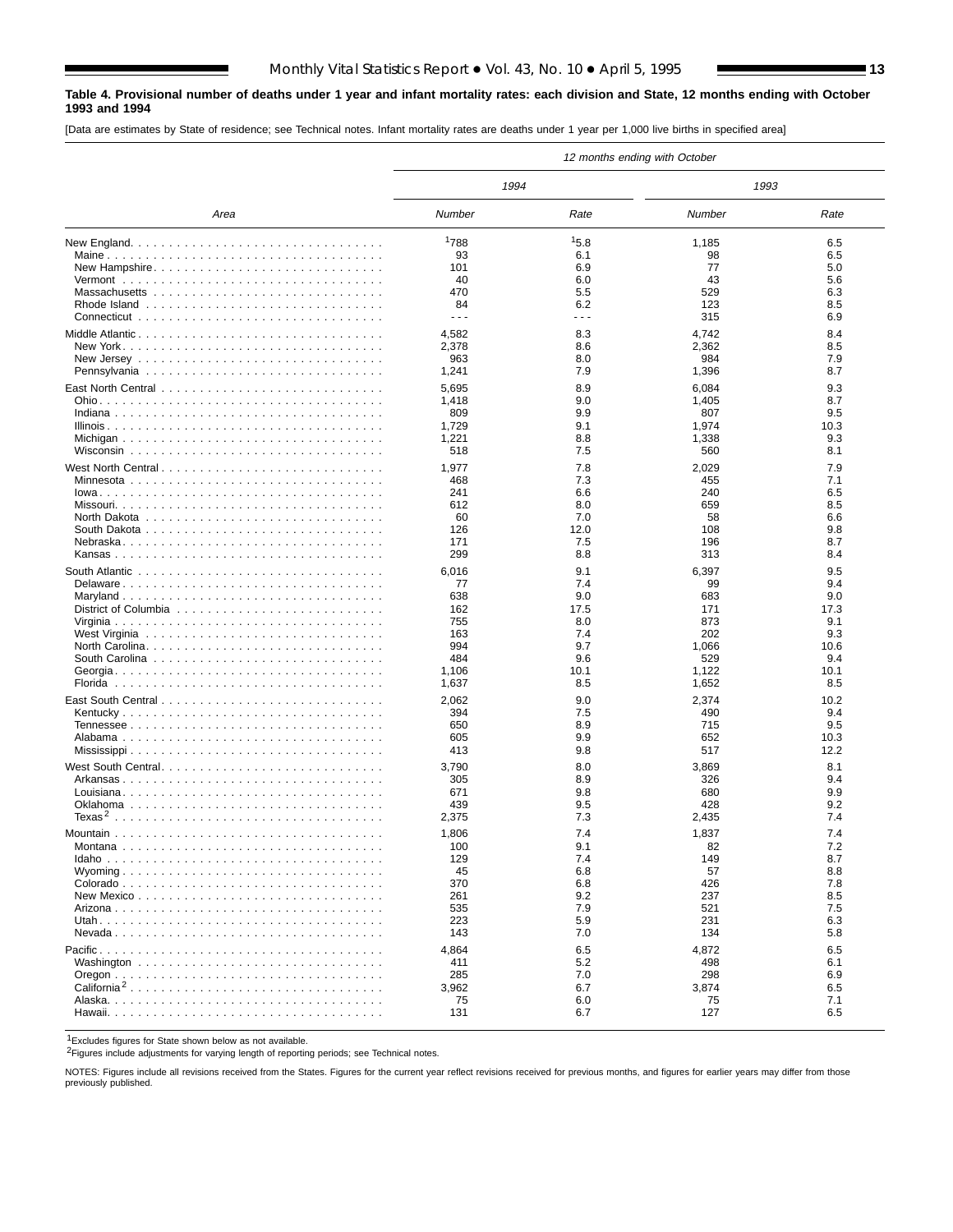**Table 4. Provisional number of deaths under 1 year and infant mortality rates: each division and State, 12 months ending with October 1993 and 1994**

[Data are estimates by State of residence; see Technical notes. Infant mortality rates are deaths under 1 year per 1,000 live births in specified area]

| Area | 12 months ending with October | | | |
|---|---|---|---|---|
| | 1994 | | 1993 | |
| | Number | Rate | Number | Rate |
| New England | [1]788 | [1]5.8 | 1,185 | 6.5 |
| Maine | 93 | 6.1 | 98 | 6.5 |
| New Hampshire | 101 | 6.9 | 77 | 5.0 |
| Vermont | 40 | 6.0 | 43 | 5.6 |
| Massachusetts | 470 | 5.5 | 529 | 6.3 |
| Rhode Island | 84 | 6.2 | 123 | 8.5 |
| Connecticut | - - - | - - - | 315 | 6.9 |
| Middle Atlantic | 4,582 | 8.3 | 4,742 | 8.4 |
| New York | 2,378 | 8.6 | 2,362 | 8.5 |
| New Jersey | 963 | 8.0 | 984 | 7.9 |
| Pennsylvania | 1,241 | 7.9 | 1,396 | 8.7 |
| East North Central | 5,695 | 8.9 | 6,084 | 9.3 |
| Ohio | 1,418 | 9.0 | 1,405 | 8.7 |
| Indiana | 809 | 9.9 | 807 | 9.5 |
| Illinois | 1,729 | 9.1 | 1,974 | 10.3 |
| Michigan | 1,221 | 8.8 | 1,338 | 9.3 |
| Wisconsin | 518 | 7.5 | 560 | 8.1 |
| West North Central | 1,977 | 7.8 | 2,029 | 7.9 |
| Minnesota | 468 | 7.3 | 455 | 7.1 |
| Iowa | 241 | 6.6 | 240 | 6.5 |
| Missouri | 612 | 8.0 | 659 | 8.5 |
| North Dakota | 60 | 7.0 | 58 | 6.6 |
| South Dakota | 126 | 12.0 | 108 | 9.8 |
| Nebraska | 171 | 7.5 | 196 | 8.7 |
| Kansas | 299 | 8.8 | 313 | 8.4 |
| South Atlantic | 6,016 | 9.1 | 6,397 | 9.5 |
| Delaware | 77 | 7.4 | 99 | 9.4 |
| Maryland | 638 | 9.0 | 683 | 9.0 |
| District of Columbia | 162 | 17.5 | 171 | 17.3 |
| Virginia | 755 | 8.0 | 873 | 9.1 |
| West Virginia | 163 | 7.4 | 202 | 9.3 |
| North Carolina | 994 | 9.7 | 1,066 | 10.6 |
| South Carolina | 484 | 9.6 | 529 | 9.4 |
| Georgia | 1,106 | 10.1 | 1,122 | 10.1 |
| Florida | 1,637 | 8.5 | 1,652 | 8.5 |
| East South Central | 2,062 | 9.0 | 2,374 | 10.2 |
| Kentucky | 394 | 7.5 | 490 | 9.4 |
| Tennessee | 650 | 8.9 | 715 | 9.5 |
| Alabama | 605 | 9.9 | 652 | 10.3 |
| Mississippi | 413 | 9.8 | 517 | 12.2 |
| West South Central | 3,790 | 8.0 | 3,869 | 8.1 |
| Arkansas | 305 | 8.9 | 326 | 9.4 |
| Louisiana | 671 | 9.8 | 680 | 9.9 |
| Oklahoma | 439 | 9.5 | 428 | 9.2 |
| Texas[2] | 2,375 | 7.3 | 2,435 | 7.4 |
| Mountain | 1,806 | 7.4 | 1,837 | 7.4 |
| Montana | 100 | 9.1 | 82 | 7.2 |
| Idaho | 129 | 7.4 | 149 | 8.7 |
| Wyoming | 45 | 6.8 | 57 | 8.8 |
| Colorado | 370 | 6.8 | 426 | 7.8 |
| New Mexico | 261 | 9.2 | 237 | 8.5 |
| Arizona | 535 | 7.9 | 521 | 7.5 |
| Utah | 223 | 5.9 | 231 | 6.3 |
| Nevada | 143 | 7.0 | 134 | 5.8 |
| Pacific | 4,864 | 6.5 | 4,872 | 6.5 |
| Washington | 411 | 5.2 | 498 | 6.1 |
| Oregon | 285 | 7.0 | 298 | 6.9 |
| California[2] | 3,962 | 6.7 | 3,874 | 6.5 |
| Alaska | 75 | 6.0 | 75 | 7.1 |
| Hawaii | 131 | 6.7 | 127 | 6.5 |

[1]Excludes figures for State shown below as not available.

[2]Figures include adjustments for varying length of reporting periods; see Technical notes.

NOTES: Figures include all revisions received from the States. Figures for the current year reflect revisions received for previous months, and figures for earlier years may differ from those previously published.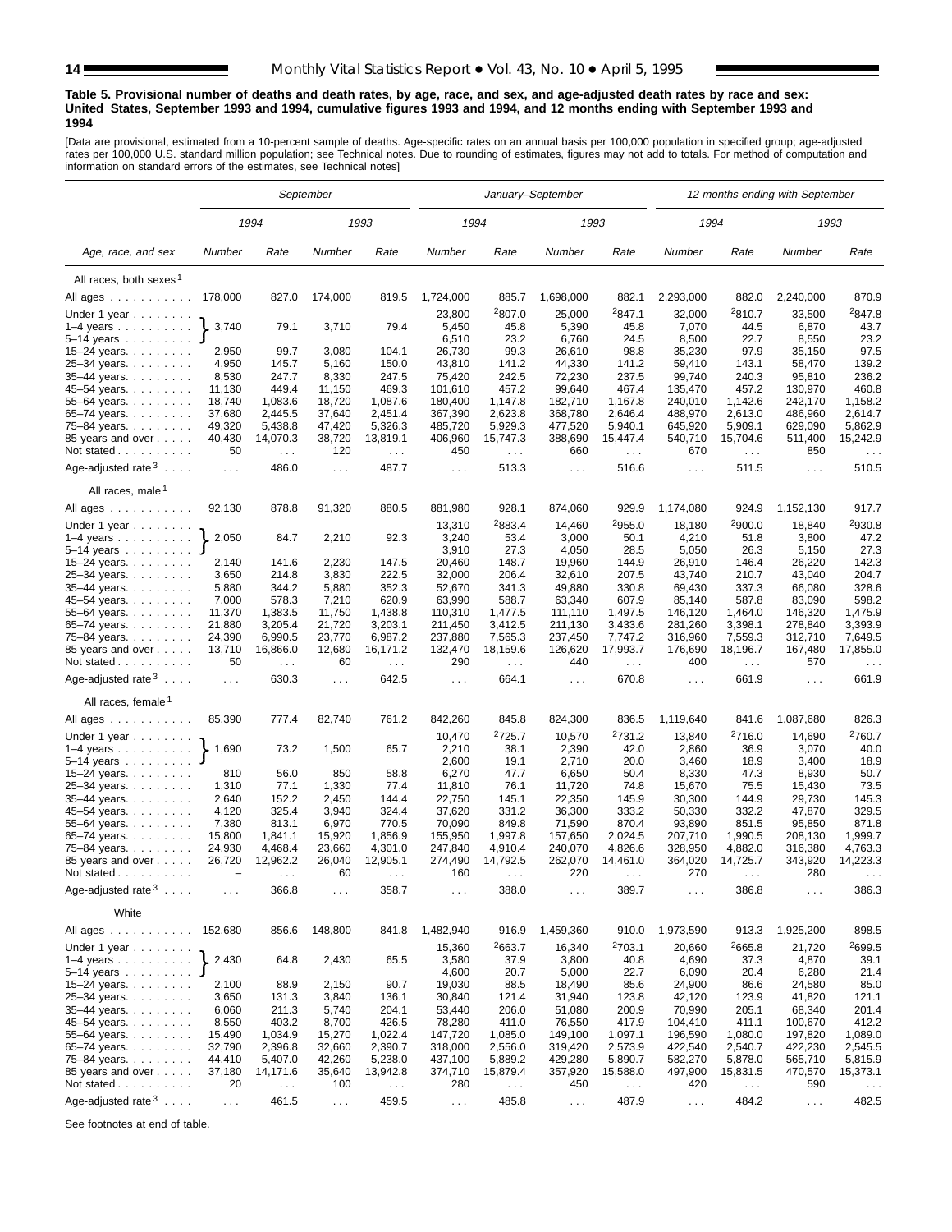**Table 5. Provisional number of deaths and death rates, by age, race, and sex, and age-adjusted death rates by race and sex: United States, September 1993 and 1994, cumulative figures 1993 and 1994, and 12 months ending with September 1993 and 1994**

[Data are provisional, estimated from a 10-percent sample of deaths. Age-specific rates on an annual basis per 100,000 population in specified group; age-adjusted rates per 100,000 U.S. standard million population; see Technical notes. Due to rounding of estimates, figures may not add to totals. For method of computation and information on standard errors of the estimates, see Technical notes]

| Age, race, and sex | September | | | | January–September | | | | 12 months ending with September | | | |
|---|---|---|---|---|---|---|---|---|---|---|---|---|
| | 1994 | | 1993 | | 1994 | | 1993 | | 1994 | | 1993 | |
| | Number | Rate | Number | Rate | Number | Rate | Number | Rate | Number | Rate | Number | Rate |
| **All races, both sexes[1]** | | | | | | | | | | | | |
| All ages | 178,000 | 827.0 | 174,000 | 819.5 | 1,724,000 | 885.7 | 1,698,000 | 882.1 | 2,293,000 | 882.0 | 2,240,000 | 870.9 |
| Under 1 year | 3,740 | 79.1 | 3,710 | 79.4 | 23,800 | [2]807.0 | 25,000 | [2]847.1 | 32,000 | [2]810.7 | 33,500 | [2]847.8 |
| 1–4 years | | | | | 5,450 | 45.8 | 5,390 | 45.8 | 7,070 | 44.5 | 6,870 | 43.7 |
| 5–14 years | | | | | 6,510 | 23.2 | 6,760 | 24.5 | 8,500 | 22.7 | 8,550 | 23.2 |
| 15–24 years | 2,950 | 99.7 | 3,080 | 104.1 | 26,730 | 99.3 | 26,610 | 98.8 | 35,230 | 97.9 | 35,150 | 97.5 |
| 25–34 years | 4,950 | 145.7 | 5,160 | 150.0 | 43,810 | 141.2 | 44,330 | 141.2 | 59,410 | 143.1 | 58,470 | 139.2 |
| 35–44 years | 8,530 | 247.7 | 8,330 | 247.5 | 75,420 | 242.5 | 72,230 | 237.5 | 99,740 | 240.3 | 95,810 | 236.2 |
| 45–54 years | 11,130 | 449.4 | 11,150 | 469.3 | 101,610 | 457.2 | 99,640 | 467.4 | 135,470 | 457.2 | 130,970 | 460.8 |
| 55–64 years | 18,740 | 1,083.6 | 18,720 | 1,087.6 | 180,400 | 1,147.8 | 182,710 | 1,167.8 | 240,010 | 1,142.6 | 242,170 | 1,158.2 |
| 65–74 years | 37,680 | 2,445.5 | 37,640 | 2,451.4 | 367,390 | 2,623.8 | 368,780 | 2,646.4 | 488,970 | 2,613.0 | 486,960 | 2,614.7 |
| 75–84 years | 49,320 | 5,438.8 | 47,420 | 5,326.3 | 485,720 | 5,929.3 | 477,520 | 5,940.1 | 645,920 | 5,909.1 | 629,090 | 5,862.9 |
| 85 years and over | 40,430 | 14,070.3 | 38,720 | 13,819.1 | 406,960 | 15,747.3 | 388,690 | 15,447.4 | 540,710 | 15,704.6 | 511,400 | 15,242.9 |
| Not stated | 50 | . . . | 120 | . . . | 450 | . . . | 660 | . . . | 670 | . . . | 850 | . . . |
| Age-adjusted rate[3] | . . . | 486.0 | . . . | 487.7 | . . . | 513.3 | . . . | 516.6 | . . . | 511.5 | . . . | 510.5 |
| **All races, male[1]** | | | | | | | | | | | | |
| All ages | 92,130 | 878.8 | 91,320 | 880.5 | 881,980 | 928.1 | 874,060 | 929.9 | 1,174,080 | 924.9 | 1,152,130 | 917.7 |
| Under 1 year | 2,050 | 84.7 | 2,210 | 92.3 | 13,310 | [2]883.4 | 14,460 | [2]955.0 | 18,180 | [2]900.0 | 18,840 | [2]930.8 |
| 1–4 years | | | | | 3,240 | 53.4 | 3,000 | 50.1 | 4,210 | 51.8 | 3,800 | 47.2 |
| 5–14 years | | | | | 3,910 | 27.3 | 4,050 | 28.5 | 5,050 | 26.3 | 5,150 | 27.3 |
| 15–24 years | 2,140 | 141.6 | 2,230 | 147.5 | 20,460 | 148.7 | 19,960 | 144.9 | 26,910 | 146.4 | 26,220 | 142.3 |
| 25–34 years | 3,650 | 214.8 | 3,830 | 222.5 | 32,000 | 206.4 | 32,610 | 207.5 | 43,740 | 210.7 | 43,040 | 204.7 |
| 35–44 years | 5,880 | 344.2 | 5,880 | 352.3 | 52,670 | 341.3 | 49,880 | 330.8 | 69,430 | 337.3 | 66,080 | 328.6 |
| 45–54 years | 7,000 | 578.3 | 7,210 | 620.9 | 63,990 | 588.7 | 63,340 | 607.9 | 85,140 | 587.8 | 83,090 | 598.2 |
| 55–64 years | 11,370 | 1,383.5 | 11,750 | 1,438.8 | 110,310 | 1,477.5 | 111,110 | 1,497.5 | 146,120 | 1,464.0 | 146,320 | 1,475.9 |
| 65–74 years | 21,880 | 3,205.4 | 21,720 | 3,203.1 | 211,450 | 3,412.5 | 211,130 | 3,433.6 | 281,260 | 3,398.1 | 278,840 | 3,393.9 |
| 75–84 years | 24,390 | 6,990.5 | 23,770 | 6,987.2 | 237,880 | 7,565.3 | 237,450 | 7,747.2 | 316,960 | 7,559.3 | 312,710 | 7,649.5 |
| 85 years and over | 13,710 | 16,866.0 | 12,680 | 16,171.2 | 132,470 | 18,159.6 | 126,620 | 17,993.7 | 176,690 | 18,196.7 | 167,480 | 17,855.0 |
| Not stated | 50 | . . . | 60 | . . . | 290 | . . . | 440 | . . . | 400 | . . . | 570 | . . . |
| Age-adjusted rate[3] | . . . | 630.3 | . . . | 642.5 | . . . | 664.1 | . . . | 670.8 | . . . | 661.9 | . . . | 661.9 |
| **All races, female[1]** | | | | | | | | | | | | |
| All ages | 85,390 | 777.4 | 82,740 | 761.2 | 842,260 | 845.8 | 824,300 | 836.5 | 1,119,640 | 841.6 | 1,087,680 | 826.3 |
| Under 1 year | 1,690 | 73.2 | 1,500 | 65.7 | 10,470 | [2]725.7 | 10,570 | [2]731.2 | 13,840 | [2]716.0 | 14,690 | [2]760.7 |
| 1–4 years | | | | | 2,210 | 38.1 | 2,390 | 42.0 | 2,860 | 36.9 | 3,070 | 40.0 |
| 5–14 years | | | | | 2,600 | 19.1 | 2,710 | 20.0 | 3,460 | 18.9 | 3,400 | 18.9 |
| 15–24 years | 810 | 56.0 | 850 | 58.8 | 6,270 | 47.7 | 6,650 | 50.4 | 8,330 | 47.3 | 8,930 | 50.7 |
| 25–34 years | 1,310 | 77.1 | 1,330 | 77.4 | 11,810 | 76.1 | 11,720 | 74.8 | 15,670 | 75.5 | 15,430 | 73.5 |
| 35–44 years | 2,640 | 152.2 | 2,450 | 144.4 | 22,750 | 145.1 | 22,350 | 145.9 | 30,300 | 144.9 | 29,730 | 145.3 |
| 45–54 years | 4,120 | 325.4 | 3,940 | 324.4 | 37,620 | 331.2 | 36,300 | 333.2 | 50,330 | 332.2 | 47,870 | 329.5 |
| 55–64 years | 7,380 | 813.1 | 6,970 | 770.5 | 70,090 | 849.8 | 71,590 | 870.4 | 93,890 | 851.5 | 95,850 | 871.8 |
| 65–74 years | 15,800 | 1,841.1 | 15,920 | 1,856.9 | 155,950 | 1,997.8 | 157,650 | 2,024.5 | 207,710 | 1,990.5 | 208,130 | 1,999.7 |
| 75–84 years | 24,930 | 4,468.4 | 23,660 | 4,301.0 | 247,840 | 4,910.4 | 240,070 | 4,826.6 | 328,950 | 4,882.0 | 316,380 | 4,763.3 |
| 85 years and over | 26,720 | 12,962.2 | 26,040 | 12,905.1 | 274,490 | 14,792.5 | 262,070 | 14,461.0 | 364,020 | 14,725.7 | 343,920 | 14,223.3 |
| Not stated | – | . . . | 60 | . . . | 160 | . . . | 220 | . . . | 270 | . . . | 280 | . . . |
| Age-adjusted rate[3] | . . . | 366.8 | . . . | 358.7 | . . . | 388.0 | . . . | 389.7 | . . . | 386.8 | . . . | 386.3 |
| **White** | | | | | | | | | | | | |
| All ages | 152,680 | 856.6 | 148,800 | 841.8 | 1,482,940 | 916.9 | 1,459,360 | 910.0 | 1,973,590 | 913.3 | 1,925,200 | 898.5 |
| Under 1 year | 2,430 | 64.8 | 2,430 | 65.5 | 15,360 | [2]663.7 | 16,340 | [2]703.1 | 20,660 | [2]665.8 | 21,720 | [2]699.5 |
| 1–4 years | | | | | 3,580 | 37.9 | 3,800 | 40.8 | 4,690 | 37.3 | 4,870 | 39.1 |
| 5–14 years | | | | | 4,600 | 20.7 | 5,000 | 22.7 | 6,090 | 20.4 | 6,280 | 21.4 |
| 15–24 years | 2,100 | 88.9 | 2,150 | 90.7 | 19,030 | 88.5 | 18,490 | 85.6 | 24,900 | 86.6 | 24,580 | 85.0 |
| 25–34 years | 3,650 | 131.3 | 3,840 | 136.1 | 30,840 | 121.4 | 31,940 | 123.8 | 42,120 | 123.9 | 41,820 | 121.1 |
| 35–44 years | 6,060 | 211.3 | 5,740 | 204.1 | 53,440 | 206.0 | 51,080 | 200.9 | 70,990 | 205.1 | 68,340 | 201.4 |
| 45–54 years | 8,550 | 403.2 | 8,700 | 426.5 | 78,280 | 411.0 | 76,550 | 417.9 | 104,410 | 411.1 | 100,670 | 412.2 |
| 55–64 years | 15,490 | 1,034.9 | 15,270 | 1,022.4 | 147,720 | 1,085.0 | 149,100 | 1,097.1 | 196,590 | 1,080.0 | 197,820 | 1,089.0 |
| 65–74 years | 32,790 | 2,396.8 | 32,660 | 2,390.7 | 318,000 | 2,556.0 | 319,420 | 2,573.9 | 422,540 | 2,540.7 | 422,230 | 2,545.5 |
| 75–84 years | 44,410 | 5,407.0 | 42,260 | 5,238.0 | 437,100 | 5,889.2 | 429,280 | 5,890.7 | 582,270 | 5,878.0 | 565,710 | 5,815.9 |
| 85 years and over | 37,180 | 14,171.6 | 35,640 | 13,942.8 | 374,710 | 15,879.4 | 357,920 | 15,588.0 | 497,900 | 15,831.5 | 470,570 | 15,373.1 |
| Not stated | 20 | . . . | 100 | . . . | 280 | . . . | 450 | . . . | 420 | . . . | 590 | . . . |
| Age-adjusted rate[3] | . . . | 461.5 | . . . | 459.5 | . . . | 485.8 | . . . | 487.9 | . . . | 484.2 | . . . | 482.5 |

See footnotes at end of table.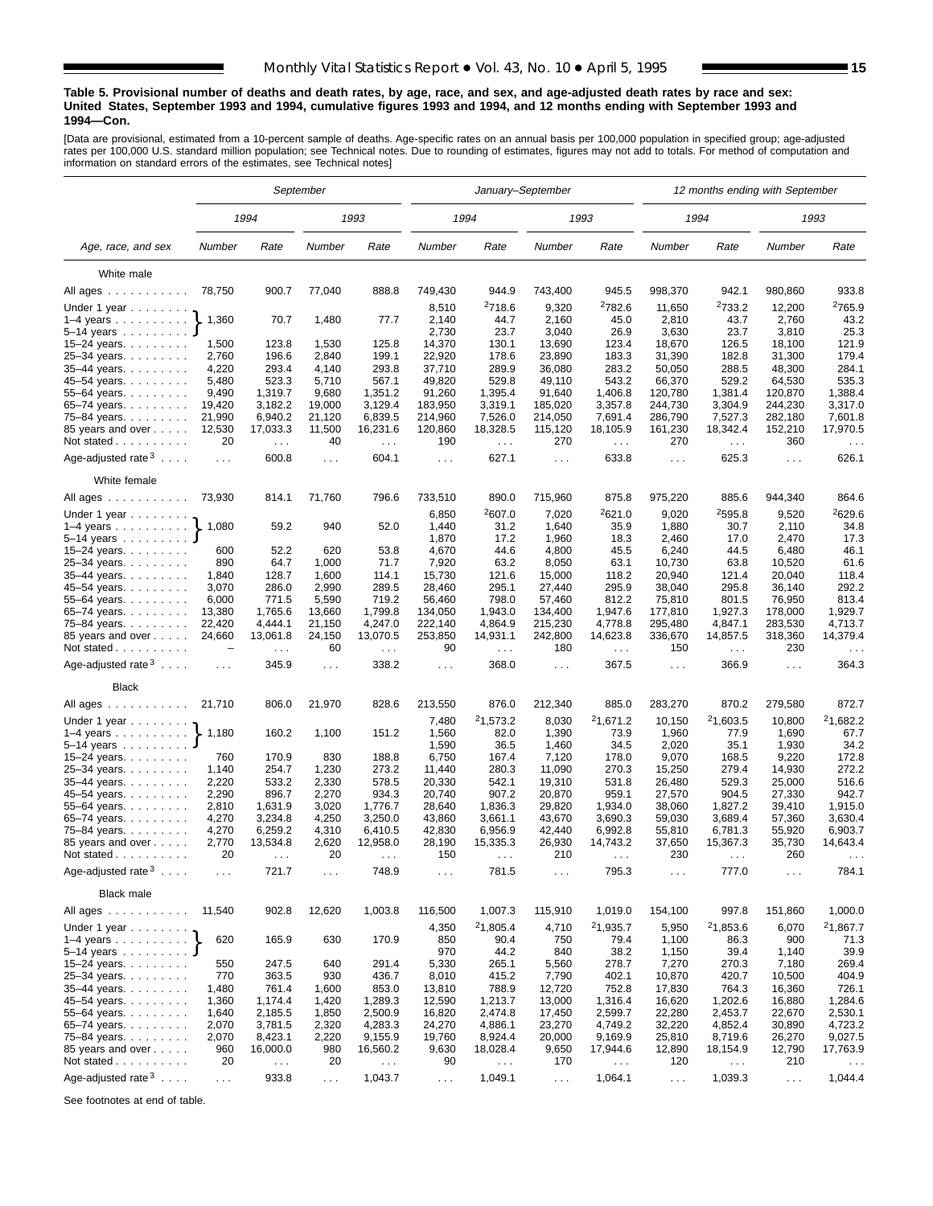**Table 5. Provisional number of deaths and death rates, by age, race, and sex, and age-adjusted death rates by race and sex: United States, September 1993 and 1994, cumulative figures 1993 and 1994, and 12 months ending with September 1993 and 1994—Con.**

[Data are provisional, estimated from a 10-percent sample of deaths. Age-specific rates on an annual basis per 100,000 population in specified group; age-adjusted rates per 100,000 U.S. standard million population; see Technical notes. Due to rounding of estimates, figures may not add to totals. For method of computation and information on standard errors of the estimates, see Technical notes]

| Age, race, and sex | *September* | | | | *January–September* | | | | *12 months ending with September* | | | |
|---|---|---|---|---|---|---|---|---|---|---|---|---|
| | *1994* | | *1993* | | *1994* | | *1993* | | *1994* | | *1993* | |
| | *Number* | *Rate* | *Number* | *Rate* | *Number* | *Rate* | *Number* | *Rate* | *Number* | *Rate* | *Number* | *Rate* |
| **White male** | | | | | | | | | | | | |
| All ages | 78,750 | 900.7 | 77,040 | 888.8 | 749,430 | 944.9 | 743,400 | 945.5 | 998,370 | 942.1 | 980,860 | 933.8 |
| Under 1 year | 1,360 | 70.7 | 1,480 | 77.7 | 8,510 | [2]718.6 | 9,320 | [2]782.6 | 11,650 | [2]733.2 | 12,200 | [2]765.9 |
| 1–4 years | | | | | 2,140 | 44.7 | 2,160 | 45.0 | 2,810 | 43.7 | 2,760 | 43.2 |
| 5–14 years | | | | | 2,730 | 23.7 | 3,040 | 26.9 | 3,630 | 23.7 | 3,810 | 25.3 |
| 15–24 years | 1,500 | 123.8 | 1,530 | 125.8 | 14,370 | 130.1 | 13,690 | 123.4 | 18,670 | 126.5 | 18,100 | 121.9 |
| 25–34 years | 2,760 | 196.6 | 2,840 | 199.1 | 22,920 | 178.6 | 23,890 | 183.3 | 31,390 | 182.8 | 31,300 | 179.4 |
| 35–44 years | 4,220 | 293.4 | 4,140 | 293.8 | 37,710 | 289.9 | 36,080 | 283.2 | 50,050 | 288.5 | 48,300 | 284.1 |
| 45–54 years | 5,480 | 523.3 | 5,710 | 567.1 | 49,820 | 529.8 | 49,110 | 543.2 | 66,370 | 529.2 | 64,530 | 535.3 |
| 55–64 years | 9,490 | 1,319.7 | 9,680 | 1,351.2 | 91,260 | 1,395.4 | 91,640 | 1,406.8 | 120,780 | 1,381.4 | 120,870 | 1,388.4 |
| 65–74 years | 19,420 | 3,182.2 | 19,000 | 3,129.4 | 183,950 | 3,319.1 | 185,020 | 3,357.8 | 244,730 | 3,304.9 | 244,230 | 3,317.0 |
| 75–84 years | 21,990 | 6,940.2 | 21,120 | 6,839.5 | 214,960 | 7,526.0 | 214,050 | 7,691.4 | 286,790 | 7,527.3 | 282,180 | 7,601.8 |
| 85 years and over | 12,530 | 17,033.3 | 11,500 | 16,231.6 | 120,860 | 18,328.5 | 115,120 | 18,105.9 | 161,230 | 18,342.4 | 152,210 | 17,970.5 |
| Not stated | 20 | . . . | 40 | . . . | 190 | . . . | 270 | . . . | 270 | . . . | 360 | . . . |
| Age-adjusted rate[3] | . . . | 600.8 | . . . | 604.1 | . . . | 627.1 | . . . | 633.8 | . . . | 625.3 | . . . | 626.1 |
| **White female** | | | | | | | | | | | | |
| All ages | 73,930 | 814.1 | 71,760 | 796.6 | 733,510 | 890.0 | 715,960 | 875.8 | 975,220 | 885.6 | 944,340 | 864.6 |
| Under 1 year | 1,080 | 59.2 | 940 | 52.0 | 6,850 | [2]607.0 | 7,020 | [2]621.0 | 9,020 | [2]595.8 | 9,520 | [2]629.6 |
| 1–4 years | | | | | 1,440 | 31.2 | 1,640 | 35.9 | 1,880 | 30.7 | 2,110 | 34.8 |
| 5–14 years | | | | | 1,870 | 17.2 | 1,960 | 18.3 | 2,460 | 17.0 | 2,470 | 17.3 |
| 15–24 years | 600 | 52.2 | 620 | 53.8 | 4,670 | 44.6 | 4,800 | 45.5 | 6,240 | 44.5 | 6,480 | 46.1 |
| 25–34 years | 890 | 64.7 | 1,000 | 71.7 | 7,920 | 63.2 | 8,050 | 63.1 | 10,730 | 63.8 | 10,520 | 61.6 |
| 35–44 years | 1,840 | 128.7 | 1,600 | 114.1 | 15,730 | 121.6 | 15,000 | 118.2 | 20,940 | 121.4 | 20,040 | 118.4 |
| 45–54 years | 3,070 | 286.0 | 2,990 | 289.5 | 28,460 | 295.1 | 27,440 | 295.9 | 38,040 | 295.8 | 36,140 | 292.2 |
| 55–64 years | 6,000 | 771.5 | 5,590 | 719.2 | 56,460 | 798.0 | 57,460 | 812.2 | 75,810 | 801.5 | 76,950 | 813.4 |
| 65–74 years | 13,380 | 1,765.6 | 13,660 | 1,799.8 | 134,050 | 1,943.0 | 134,400 | 1,947.6 | 177,810 | 1,927.3 | 178,000 | 1,929.7 |
| 75–84 years | 22,420 | 4,444.1 | 21,150 | 4,247.0 | 222,140 | 4,864.9 | 215,230 | 4,778.8 | 295,480 | 4,847.1 | 283,530 | 4,713.7 |
| 85 years and over | 24,660 | 13,061.8 | 24,150 | 13,070.5 | 253,850 | 14,931.1 | 242,800 | 14,623.8 | 336,670 | 14,857.5 | 318,360 | 14,379.4 |
| Not stated | – | . . . | 60 | . . . | 90 | . . . | 180 | . . . | 150 | . . . | 230 | . . . |
| Age-adjusted rate[3] | . . . | 345.9 | . . . | 338.2 | . . . | 368.0 | . . . | 367.5 | . . . | 366.9 | . . . | 364.3 |
| **Black** | | | | | | | | | | | | |
| All ages | 21,710 | 806.0 | 21,970 | 828.6 | 213,550 | 876.0 | 212,340 | 885.0 | 283,270 | 870.2 | 279,580 | 872.7 |
| Under 1 year | 1,180 | 160.2 | 1,100 | 151.2 | 7,480 | [2]1,573.2 | 8,030 | [2]1,671.2 | 10,150 | [2]1,603.5 | 10,800 | [2]1,682.2 |
| 1–4 years | | | | | 1,560 | 82.0 | 1,390 | 73.9 | 1,960 | 77.9 | 1,690 | 67.7 |
| 5–14 years | | | | | 1,590 | 36.5 | 1,460 | 34.5 | 2,020 | 35.1 | 1,930 | 34.2 |
| 15–24 years | 760 | 170.9 | 830 | 188.8 | 6,750 | 167.4 | 7,120 | 178.0 | 9,070 | 168.5 | 9,220 | 172.8 |
| 25–34 years | 1,140 | 254.7 | 1,230 | 273.2 | 11,440 | 280.3 | 11,090 | 270.3 | 15,250 | 279.4 | 14,930 | 272.2 |
| 35–44 years | 2,220 | 533.2 | 2,330 | 578.5 | 20,330 | 542.1 | 19,310 | 531.8 | 26,480 | 529.3 | 25,000 | 516.6 |
| 45–54 years | 2,290 | 896.7 | 2,270 | 934.3 | 20,740 | 907.2 | 20,870 | 959.1 | 27,570 | 904.5 | 27,330 | 942.7 |
| 55–64 years | 2,810 | 1,631.9 | 3,020 | 1,776.7 | 28,640 | 1,836.3 | 29,820 | 1,934.0 | 38,060 | 1,827.2 | 39,410 | 1,915.0 |
| 65–74 years | 4,270 | 3,234.8 | 4,250 | 3,250.0 | 43,860 | 3,661.1 | 43,670 | 3,690.3 | 59,030 | 3,689.4 | 57,360 | 3,630.4 |
| 75–84 years | 4,270 | 6,259.2 | 4,310 | 6,410.5 | 42,830 | 6,956.9 | 42,440 | 6,992.8 | 55,810 | 6,781.3 | 55,920 | 6,903.7 |
| 85 years and over | 2,770 | 13,534.8 | 2,620 | 12,958.0 | 28,190 | 15,335.3 | 26,930 | 14,743.2 | 37,650 | 15,367.3 | 35,730 | 14,643.4 |
| Not stated | 20 | . . . | 20 | . . . | 150 | . . . | 210 | . . . | 230 | . . . | 260 | . . . |
| Age-adjusted rate[3] | . . . | 721.7 | . . . | 748.9 | . . . | 781.5 | . . . | 795.3 | . . . | 777.0 | . . . | 784.1 |
| **Black male** | | | | | | | | | | | | |
| All ages | 11,540 | 902.8 | 12,620 | 1,003.8 | 116,500 | 1,007.3 | 115,910 | 1,019.0 | 154,100 | 997.8 | 151,860 | 1,000.0 |
| Under 1 year | 620 | 165.9 | 630 | 170.9 | 4,350 | [2]1,805.4 | 4,710 | [2]1,935.7 | 5,950 | [2]1,853.6 | 6,070 | [2]1,867.7 |
| 1–4 years | | | | | 850 | 90.4 | 750 | 79.4 | 1,100 | 86.3 | 900 | 71.3 |
| 5–14 years | | | | | 970 | 44.2 | 840 | 38.2 | 1,150 | 39.4 | 1,140 | 39.9 |
| 15–24 years | 550 | 247.5 | 640 | 291.4 | 5,330 | 265.1 | 5,560 | 278.7 | 7,270 | 270.3 | 7,180 | 269.4 |
| 25–34 years | 770 | 363.5 | 930 | 436.7 | 8,010 | 415.2 | 7,790 | 402.1 | 10,870 | 420.7 | 10,500 | 404.9 |
| 35–44 years | 1,480 | 761.4 | 1,600 | 853.0 | 13,810 | 788.9 | 12,720 | 752.8 | 17,830 | 764.3 | 16,360 | 726.1 |
| 45–54 years | 1,360 | 1,174.4 | 1,420 | 1,289.3 | 12,590 | 1,213.7 | 13,000 | 1,316.4 | 16,620 | 1,202.6 | 16,880 | 1,284.6 |
| 55–64 years | 1,640 | 2,185.5 | 1,850 | 2,500.9 | 16,820 | 2,474.8 | 17,450 | 2,599.7 | 22,280 | 2,453.7 | 22,670 | 2,530.1 |
| 65–74 years | 2,070 | 3,781.5 | 2,320 | 4,283.3 | 24,270 | 4,886.1 | 23,270 | 4,749.2 | 32,220 | 4,852.4 | 30,890 | 4,723.2 |
| 75–84 years | 2,070 | 8,423.1 | 2,220 | 9,155.9 | 19,760 | 8,924.4 | 20,000 | 9,169.9 | 25,810 | 8,719.6 | 26,270 | 9,027.5 |
| 85 years and over | 960 | 16,000.0 | 980 | 16,560.2 | 9,630 | 18,028.4 | 9,650 | 17,944.6 | 12,890 | 18,154.9 | 12,790 | 17,763.9 |
| Not stated | 20 | . . . | 20 | . . . | 90 | . . . | 170 | . . . | 120 | . . . | 210 | . . . |
| Age-adjusted rate[3] | . . . | 933.8 | . . . | 1,043.7 | . . . | 1,049.1 | . . . | 1,064.1 | . . . | 1,039.3 | . . . | 1,044.4 |

Note: For September, the figures shown on the "Under 1 year" rows are combined totals for ages under 15 years (Under 1 year, 1–4 years, and 5–14 years are bracketed together in the September columns).

See footnotes at end of table.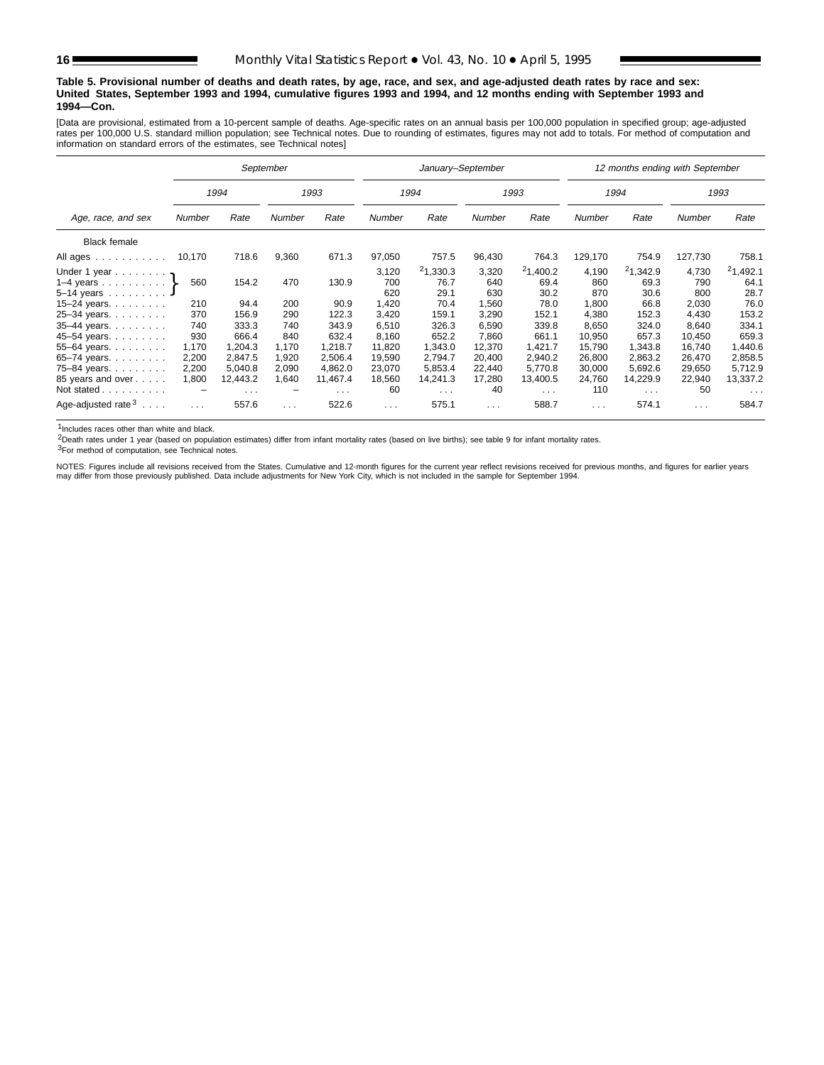**Table 5. Provisional number of deaths and death rates, by age, race, and sex, and age-adjusted death rates by race and sex: United States, September 1993 and 1994, cumulative figures 1993 and 1994, and 12 months ending with September 1993 and 1994—Con.**

[Data are provisional, estimated from a 10-percent sample of deaths. Age-specific rates on an annual basis per 100,000 population in specified group; age-adjusted rates per 100,000 U.S. standard million population; see Technical notes. Due to rounding of estimates, figures may not add to totals. For method of computation and information on standard errors of the estimates, see Technical notes]

| Age, race, and sex | September | | | | January–September | | | | 12 months ending with September | | | |
|---|---|---|---|---|---|---|---|---|---|---|---|---|
| | 1994 | | 1993 | | 1994 | | 1993 | | 1994 | | 1993 | |
| | Number | Rate | Number | Rate | Number | Rate | Number | Rate | Number | Rate | Number | Rate |
| Black female | | | | | | | | | | | | |
| All ages | 10,170 | 718.6 | 9,360 | 671.3 | 97,050 | 757.5 | 96,430 | 764.3 | 129,170 | 754.9 | 127,730 | 758.1 |
| Under 1 year | 560 | 154.2 | 470 | 130.9 | 3,120 | [2]1,330.3 | 3,320 | [2]1,400.2 | 4,190 | [2]1,342.9 | 4,730 | [2]1,492.1 |
| 1–4 years | | | | | 700 | 76.7 | 640 | 69.4 | 860 | 69.3 | 790 | 64.1 |
| 5–14 years | | | | | 620 | 29.1 | 630 | 30.2 | 870 | 30.6 | 800 | 28.7 |
| 15–24 years | 210 | 94.4 | 200 | 90.9 | 1,420 | 70.4 | 1,560 | 78.0 | 1,800 | 66.8 | 2,030 | 76.0 |
| 25–34 years | 370 | 156.9 | 290 | 122.3 | 3,420 | 159.1 | 3,290 | 152.1 | 4,380 | 152.3 | 4,430 | 153.2 |
| 35–44 years | 740 | 333.3 | 740 | 343.9 | 6,510 | 326.3 | 6,590 | 339.8 | 8,650 | 324.0 | 8,640 | 334.1 |
| 45–54 years | 930 | 666.4 | 840 | 632.4 | 8,160 | 652.2 | 7,860 | 661.1 | 10,950 | 657.3 | 10,450 | 659.3 |
| 55–64 years | 1,170 | 1,204.3 | 1,170 | 1,218.7 | 11,820 | 1,343.0 | 12,370 | 1,421.7 | 15,790 | 1,343.8 | 16,740 | 1,440.6 |
| 65–74 years | 2,200 | 2,847.5 | 1,920 | 2,506.4 | 19,590 | 2,794.7 | 20,400 | 2,940.2 | 26,800 | 2,863.2 | 26,470 | 2,858.5 |
| 75–84 years | 2,200 | 5,040.8 | 2,090 | 4,862.0 | 23,070 | 5,853.4 | 22,440 | 5,770.8 | 30,000 | 5,692.6 | 29,650 | 5,712.9 |
| 85 years and over | 1,800 | 12,443.2 | 1,640 | 11,467.4 | 18,560 | 14,241.3 | 17,280 | 13,400.5 | 24,760 | 14,229.9 | 22,940 | 13,337.2 |
| Not stated | – | . . . | – | . . . | 60 | . . . | 40 | . . . | 110 | . . . | 50 | . . . |
| Age-adjusted rate[3] | . . . | 557.6 | . . . | 522.6 | . . . | 575.1 | . . . | 588.7 | . . . | 574.1 | . . . | 584.7 |

[1]Includes races other than white and black.

[2]Death rates under 1 year (based on population estimates) differ from infant mortality rates (based on live births); see table 9 for infant mortality rates.

[3]For method of computation, see Technical notes.

NOTES: Figures include all revisions received from the States. Cumulative and 12-month figures for the current year reflect revisions received for previous months, and figures for earlier years may differ from those previously published. Data include adjustments for New York City, which is not included in the sample for September 1994.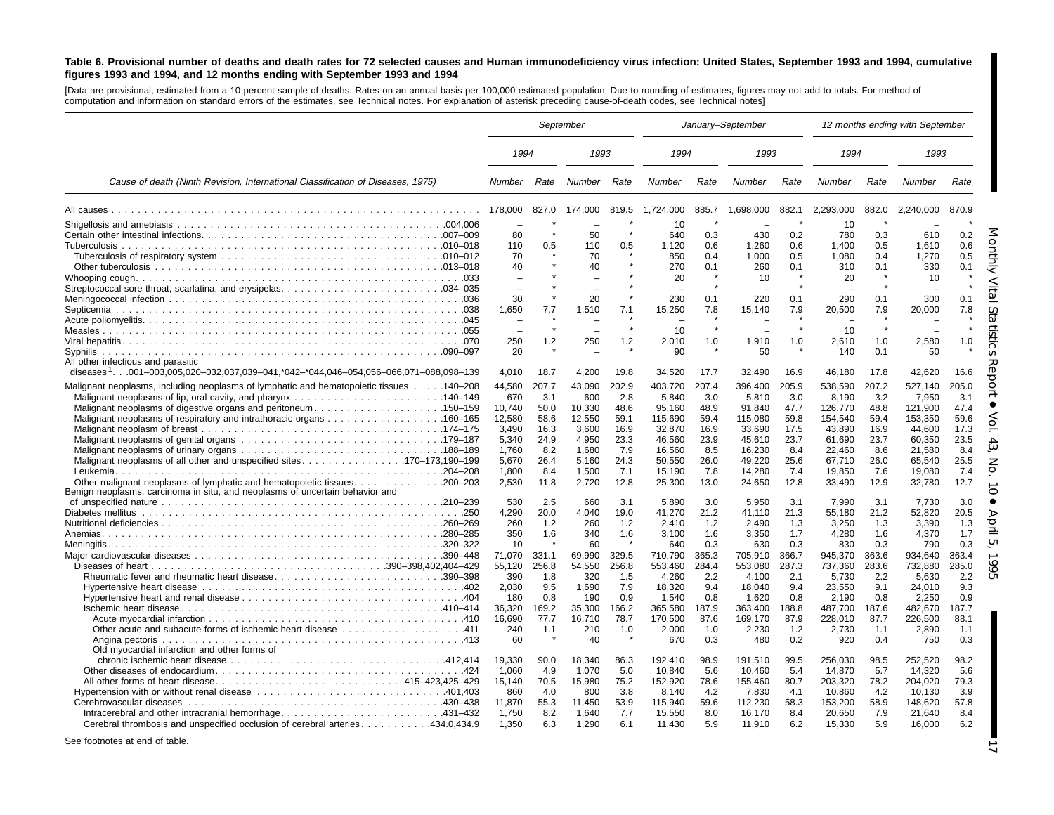**Table 6. Provisional number of deaths and death rates for 72 selected causes and Human immunodeficiency virus infection: United States, September 1993 and 1994, cumulative figures 1993 and 1994, and 12 months ending with September 1993 and 1994**

[Data are provisional, estimated from a 10-percent sample of deaths. Rates on an annual basis per 100,000 estimated population. Due to rounding of estimates, figures may not add to totals. For method of computation and information on standard errors of the estimates, see Technical notes. For explanation of asterisk preceding cause-of-death codes, see Technical notes]

| Cause of death (Ninth Revision, International Classification of Diseases, 1975) | September | | | | January–September | | | | 12 months ending with September | | | |
|---|---|---|---|---|---|---|---|---|---|---|---|---|
| | 1994 | | 1993 | | 1994 | | 1993 | | 1994 | | 1993 | |
| | Number | Rate | Number | Rate | Number | Rate | Number | Rate | Number | Rate | Number | Rate |
| All causes | 178,000 | 827.0 | 174,000 | 819.5 | 1,724,000 | 885.7 | 1,698,000 | 882.1 | 2,293,000 | 882.0 | 2,240,000 | 870.9 |
| Shigellosis and amebiasis .004,006 | – | * | – | * | 10 | * | – | * | 10 | * | – | * |
| Certain other intestinal infections .007–009 | 80 | * | 50 | * | 640 | 0.3 | 430 | 0.2 | 780 | 0.3 | 610 | 0.2 |
| Tuberculosis .010–018 | 110 | 0.5 | 110 | 0.5 | 1,120 | 0.6 | 1,260 | 0.6 | 1,400 | 0.5 | 1,610 | 0.6 |
| Tuberculosis of respiratory system .010–012 | 70 | * | 70 | * | 850 | 0.4 | 1,000 | 0.5 | 1,080 | 0.4 | 1,270 | 0.5 |
| Other tuberculosis .013–018 | 40 | * | 40 | * | 270 | 0.1 | 260 | 0.1 | 310 | 0.1 | 330 | 0.1 |
| Whooping cough .033 | – | * | – | * | 20 | * | 10 | * | 20 | * | 10 | * |
| Streptococcal sore throat, scarlatina, and erysipelas .034–035 | – | * | – | * | – | * | – | * | – | * | – | * |
| Meningococcal infection .036 | 30 | * | 20 | * | 230 | 0.1 | 220 | 0.1 | 290 | 0.1 | 300 | 0.1 |
| Septicemia .038 | 1,650 | 7.7 | 1,510 | 7.1 | 15,250 | 7.8 | 15,140 | 7.9 | 20,500 | 7.9 | 20,000 | 7.8 |
| Acute poliomyelitis .045 | – | * | – | * | – | * | – | * | – | * | – | * |
| Measles .055 | – | * | – | * | 10 | * | – | * | 10 | * | – | * |
| Viral hepatitis .070 | 250 | 1.2 | 250 | 1.2 | 2,010 | 1.0 | 1,910 | 1.0 | 2,610 | 1.0 | 2,580 | 1.0 |
| Syphilis .090–097 | 20 | * | – | * | 90 | * | 50 | * | 140 | 0.1 | 50 | * |
| All other infectious and parasitic diseases[1] .001–003,005,020–032,037,039–041,*042–*044,046–054,056–066,071–088,098–139 | 4,010 | 18.7 | 4,200 | 19.8 | 34,520 | 17.7 | 32,490 | 16.9 | 46,180 | 17.8 | 42,620 | 16.6 |
| Malignant neoplasms, including neoplasms of lymphatic and hematopoietic tissues .140–208 | 44,580 | 207.7 | 43,090 | 202.9 | 403,720 | 207.4 | 396,400 | 205.9 | 538,590 | 207.2 | 527,140 | 205.0 |
| Malignant neoplasms of lip, oral cavity, and pharynx .140–149 | 670 | 3.1 | 600 | 2.8 | 5,840 | 3.0 | 5,810 | 3.0 | 8,190 | 3.2 | 7,950 | 3.1 |
| Malignant neoplasms of digestive organs and peritoneum .150–159 | 10,740 | 50.0 | 10,330 | 48.6 | 95,160 | 48.9 | 91,840 | 47.7 | 126,770 | 48.8 | 121,900 | 47.4 |
| Malignant neoplasms of respiratory and intrathoracic organs .160–165 | 12,580 | 58.6 | 12,550 | 59.1 | 115,690 | 59.4 | 115,080 | 59.8 | 154,540 | 59.4 | 153,350 | 59.6 |
| Malignant neoplasm of breast .174–175 | 3,490 | 16.3 | 3,600 | 16.9 | 32,870 | 16.9 | 33,690 | 17.5 | 43,890 | 16.9 | 44,600 | 17.3 |
| Malignant neoplasms of genital organs .179–187 | 5,340 | 24.9 | 4,950 | 23.3 | 46,560 | 23.9 | 45,610 | 23.7 | 61,690 | 23.7 | 60,350 | 23.5 |
| Malignant neoplasms of urinary organs .188–189 | 1,760 | 8.2 | 1,680 | 7.9 | 16,560 | 8.5 | 16,230 | 8.4 | 22,460 | 8.6 | 21,580 | 8.4 |
| Malignant neoplasms of all other and unspecified sites .170–173,190–199 | 5,670 | 26.4 | 5,160 | 24.3 | 50,550 | 26.0 | 49,220 | 25.6 | 67,710 | 26.0 | 65,540 | 25.5 |
| Leukemia .204–208 | 1,800 | 8.4 | 1,500 | 7.1 | 15,190 | 7.8 | 14,280 | 7.4 | 19,850 | 7.6 | 19,080 | 7.4 |
| Other malignant neoplasms of lymphatic and hematopoietic tissues .200–203 | 2,530 | 11.8 | 2,720 | 12.8 | 25,300 | 13.0 | 24,650 | 12.8 | 33,490 | 12.9 | 32,780 | 12.7 |
| Benign neoplasms, carcinoma in situ, and neoplasms of uncertain behavior and of unspecified nature .210–239 | 530 | 2.5 | 660 | 3.1 | 5,890 | 3.0 | 5,950 | 3.1 | 7,990 | 3.1 | 7,730 | 3.0 |
| Diabetes mellitus .250 | 4,290 | 20.0 | 4,040 | 19.0 | 41,270 | 21.2 | 41,110 | 21.3 | 55,180 | 21.2 | 52,820 | 20.5 |
| Nutritional deficiencies .260–269 | 260 | 1.2 | 260 | 1.2 | 2,410 | 1.2 | 2,490 | 1.3 | 3,250 | 1.3 | 3,390 | 1.3 |
| Anemias .280–285 | 350 | 1.6 | 340 | 1.6 | 3,100 | 1.6 | 3,350 | 1.7 | 4,280 | 1.6 | 4,370 | 1.7 |
| Meningitis .320–322 | 10 | * | 60 | * | 640 | 0.3 | 630 | 0.3 | 830 | 0.3 | 790 | 0.3 |
| Major cardiovascular diseases .390–448 | 71,070 | 331.1 | 69,990 | 329.5 | 710,790 | 365.3 | 705,910 | 366.7 | 945,370 | 363.6 | 934,640 | 363.4 |
| Diseases of heart .390–398,402,404–429 | 55,120 | 256.8 | 54,550 | 256.8 | 553,460 | 284.4 | 553,080 | 287.3 | 737,360 | 283.6 | 732,880 | 285.0 |
| Rheumatic fever and rheumatic heart disease .390–398 | 390 | 1.8 | 320 | 1.5 | 4,260 | 2.2 | 4,100 | 2.1 | 5,730 | 2.2 | 5,630 | 2.2 |
| Hypertensive heart disease .402 | 2,030 | 9.5 | 1,690 | 7.9 | 18,320 | 9.4 | 18,040 | 9.4 | 23,550 | 9.1 | 24,010 | 9.3 |
| Hypertensive heart and renal disease .404 | 180 | 0.8 | 190 | 0.9 | 1,540 | 0.8 | 1,620 | 0.8 | 2,190 | 0.8 | 2,250 | 0.9 |
| Ischemic heart disease .410–414 | 36,320 | 169.2 | 35,300 | 166.2 | 365,580 | 187.9 | 363,400 | 188.8 | 487,700 | 187.6 | 482,670 | 187.7 |
| Acute myocardial infarction .410 | 16,690 | 77.7 | 16,710 | 78.7 | 170,500 | 87.6 | 169,170 | 87.9 | 228,010 | 87.7 | 226,500 | 88.1 |
| Other acute and subacute forms of ischemic heart disease .411 | 240 | 1.1 | 210 | 1.0 | 2,000 | 1.0 | 2,230 | 1.2 | 2,730 | 1.1 | 2,890 | 1.1 |
| Angina pectoris .413 | 60 | * | 40 | * | 670 | 0.3 | 480 | 0.2 | 920 | 0.4 | 750 | 0.3 |
| Old myocardial infarction and other forms of chronic ischemic heart disease .412,414 | 19,330 | 90.0 | 18,340 | 86.3 | 192,410 | 98.9 | 191,510 | 99.5 | 256,030 | 98.5 | 252,520 | 98.2 |
| Other diseases of endocardium .424 | 1,060 | 4.9 | 1,070 | 5.0 | 10,840 | 5.6 | 10,460 | 5.4 | 14,870 | 5.7 | 14,320 | 5.6 |
| All other forms of heart disease .415–423,425–429 | 15,140 | 70.5 | 15,980 | 75.2 | 152,920 | 78.6 | 155,460 | 80.7 | 203,320 | 78.2 | 204,020 | 79.3 |
| Hypertension with or without renal disease .401,403 | 860 | 4.0 | 800 | 3.8 | 8,140 | 4.2 | 7,830 | 4.1 | 10,860 | 4.2 | 10,130 | 3.9 |
| Cerebrovascular diseases .430–438 | 11,870 | 55.3 | 11,450 | 53.9 | 115,940 | 59.6 | 112,230 | 58.3 | 153,200 | 58.9 | 148,620 | 57.8 |
| Intracerebral and other intracranial hemorrhage .431–432 | 1,750 | 8.2 | 1,640 | 7.7 | 15,550 | 8.0 | 16,170 | 8.4 | 20,650 | 7.9 | 21,640 | 8.4 |
| Cerebral thrombosis and unspecified occlusion of cerebral arteries .434.0,434.9 | 1,350 | 6.3 | 1,290 | 6.1 | 11,430 | 5.9 | 11,910 | 6.2 | 15,330 | 5.9 | 16,000 | 6.2 |

See footnotes at end of table.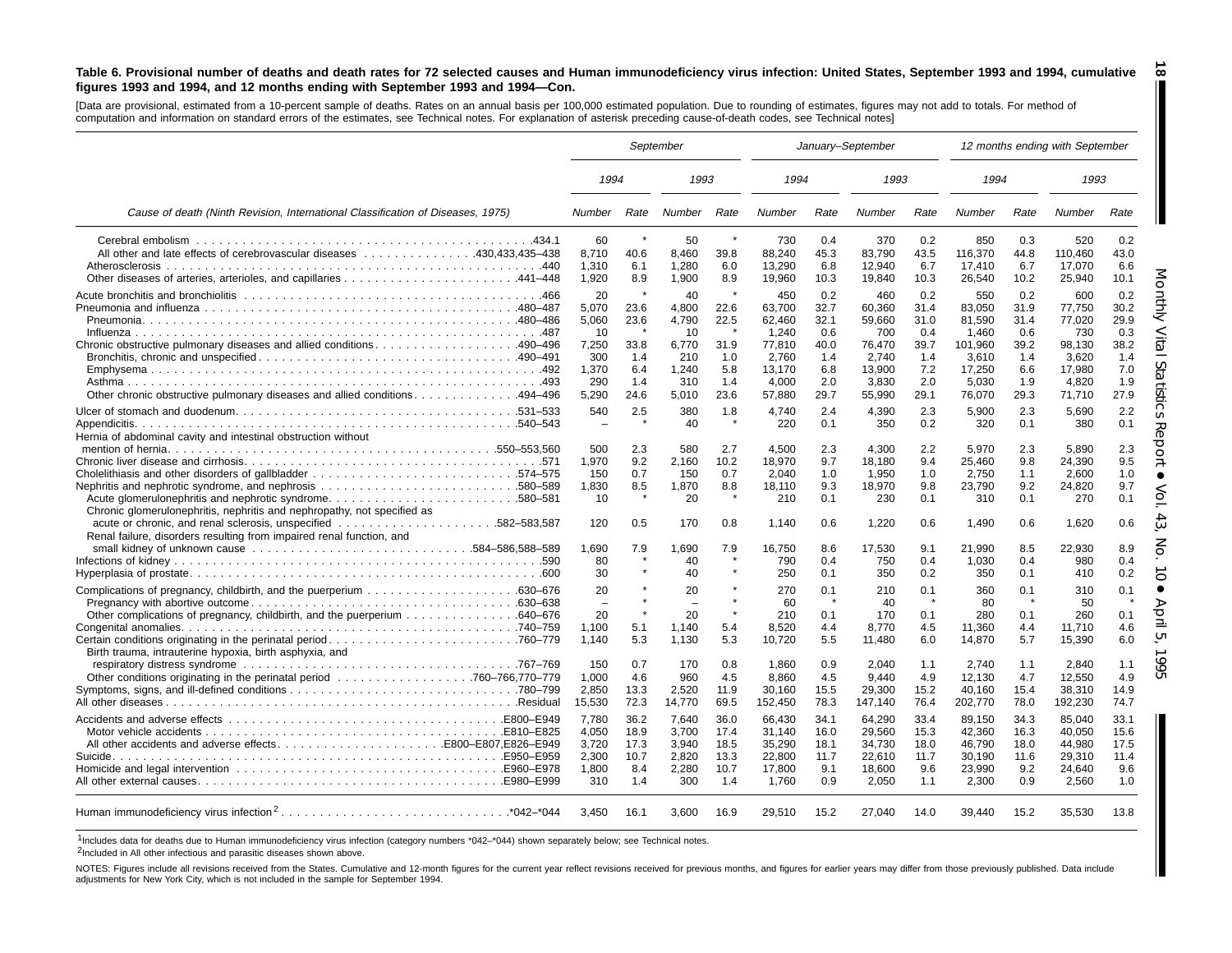**Table 6. Provisional number of deaths and death rates for 72 selected causes and Human immunodeficiency virus infection: United States, September 1993 and 1994, cumulative figures 1993 and 1994, and 12 months ending with September 1993 and 1994—Con.**

[Data are provisional, estimated from a 10-percent sample of deaths. Rates on an annual basis per 100,000 estimated population. Due to rounding of estimates, figures may not add to totals. For method of computation and information on standard errors of the estimates, see Technical notes. For explanation of asterisk preceding cause-of-death codes, see Technical notes]

| Cause of death (Ninth Revision, International Classification of Diseases, 1975) | September | | | | January–September | | | | 12 months ending with September | | | |
|---|---|---|---|---|---|---|---|---|---|---|---|---|
| | 1994 | | 1993 | | 1994 | | 1993 | | 1994 | | 1993 | |
| | Number | Rate | Number | Rate | Number | Rate | Number | Rate | Number | Rate | Number | Rate |
| Cerebral embolism .434.1 | 60 | * | 50 | * | 730 | 0.4 | 370 | 0.2 | 850 | 0.3 | 520 | 0.2 |
| All other and late effects of cerebrovascular diseases .430,433,435–438 | 8,710 | 40.6 | 8,460 | 39.8 | 88,240 | 45.3 | 83,790 | 43.5 | 116,370 | 44.8 | 110,460 | 43.0 |
| Atherosclerosis .440 | 1,310 | 6.1 | 1,280 | 6.0 | 13,290 | 6.8 | 12,940 | 6.7 | 17,410 | 6.7 | 17,070 | 6.6 |
| Other diseases of arteries, arterioles, and capillaries .441–448 | 1,920 | 8.9 | 1,900 | 8.9 | 19,960 | 10.3 | 19,840 | 10.3 | 26,540 | 10.2 | 25,940 | 10.1 |
| Acute bronchitis and bronchiolitis .466 | 20 | * | 40 | * | 450 | 0.2 | 460 | 0.2 | 550 | 0.2 | 600 | 0.2 |
| Pneumonia and influenza .480–487 | 5,070 | 23.6 | 4,800 | 22.6 | 63,700 | 32.7 | 60,360 | 31.4 | 83,050 | 31.9 | 77,750 | 30.2 |
| Pneumonia .480–486 | 5,060 | 23.6 | 4,790 | 22.5 | 62,460 | 32.1 | 59,660 | 31.0 | 81,590 | 31.4 | 77,020 | 29.9 |
| Influenza .487 | 10 | * | 10 | * | 1,240 | 0.6 | 700 | 0.4 | 1,460 | 0.6 | 730 | 0.3 |
| Chronic obstructive pulmonary diseases and allied conditions .490–496 | 7,250 | 33.8 | 6,770 | 31.9 | 77,810 | 40.0 | 76,470 | 39.7 | 101,960 | 39.2 | 98,130 | 38.2 |
| Bronchitis, chronic and unspecified .490–491 | 300 | 1.4 | 210 | 1.0 | 2,760 | 1.4 | 2,740 | 1.4 | 3,610 | 1.4 | 3,620 | 1.4 |
| Emphysema .492 | 1,370 | 6.4 | 1,240 | 5.8 | 13,170 | 6.8 | 13,900 | 7.2 | 17,250 | 6.6 | 17,980 | 7.0 |
| Asthma .493 | 290 | 1.4 | 310 | 1.4 | 4,000 | 2.0 | 3,830 | 2.0 | 5,030 | 1.9 | 4,820 | 1.9 |
| Other chronic obstructive pulmonary diseases and allied conditions .494–496 | 5,290 | 24.6 | 5,010 | 23.6 | 57,880 | 29.7 | 55,990 | 29.1 | 76,070 | 29.3 | 71,710 | 27.9 |
| Ulcer of stomach and duodenum .531–533 | 540 | 2.5 | 380 | 1.8 | 4,740 | 2.4 | 4,390 | 2.3 | 5,900 | 2.3 | 5,690 | 2.2 |
| Appendicitis .540–543 | – | * | 40 | * | 220 | 0.1 | 350 | 0.2 | 320 | 0.1 | 380 | 0.1 |
| Hernia of abdominal cavity and intestinal obstruction without mention of hernia .550–553,560 | 500 | 2.3 | 580 | 2.7 | 4,500 | 2.3 | 4,300 | 2.2 | 5,970 | 2.3 | 5,890 | 2.3 |
| Chronic liver disease and cirrhosis .571 | 1,970 | 9.2 | 2,160 | 10.2 | 18,970 | 9.7 | 18,180 | 9.4 | 25,460 | 9.8 | 24,390 | 9.5 |
| Cholelithiasis and other disorders of gallbladder .574–575 | 150 | 0.7 | 150 | 0.7 | 2,040 | 1.0 | 1,950 | 1.0 | 2,750 | 1.1 | 2,600 | 1.0 |
| Nephritis, nephrotic syndrome, and nephrosis .580–589 | 1,830 | 8.5 | 1,870 | 8.8 | 18,110 | 9.3 | 18,970 | 9.8 | 23,790 | 9.2 | 24,820 | 9.7 |
| Acute glomerulonephritis and nephrotic syndrome .580–581 | 10 | * | 20 | * | 210 | 0.1 | 230 | 0.1 | 310 | 0.1 | 270 | 0.1 |
| Chronic glomerulonephritis, nephritis and nephropathy, not specified as acute or chronic, and renal sclerosis, unspecified .582–583,587 | 120 | 0.5 | 170 | 0.8 | 1,140 | 0.6 | 1,220 | 0.6 | 1,490 | 0.6 | 1,620 | 0.6 |
| Renal failure, disorders resulting from impaired renal function, and small kidney of unknown cause .584–586,588–589 | 1,690 | 7.9 | 1,690 | 7.9 | 16,750 | 8.6 | 17,530 | 9.1 | 21,990 | 8.5 | 22,930 | 8.9 |
| Infections of kidney .590 | 80 | * | 40 | * | 790 | 0.4 | 750 | 0.4 | 1,030 | 0.4 | 980 | 0.4 |
| Hyperplasia of prostate .600 | 30 | * | 40 | * | 250 | 0.1 | 350 | 0.2 | 350 | 0.1 | 410 | 0.2 |
| Complications of pregnancy, childbirth, and the puerperium .630–676 | 20 | * | 20 | * | 270 | 0.1 | 210 | 0.1 | 360 | 0.1 | 310 | 0.1 |
| Pregnancy with abortive outcome .630–638 | – | * | – | * | 60 | * | 40 | * | 80 | * | 50 | * |
| Other complications of pregnancy, childbirth, and the puerperium .640–676 | 20 | * | 20 | * | 210 | 0.1 | 170 | 0.1 | 280 | 0.1 | 260 | 0.1 |
| Congenital anomalies .740–759 | 1,100 | 5.1 | 1,140 | 5.4 | 8,520 | 4.4 | 8,770 | 4.5 | 11,360 | 4.4 | 11,710 | 4.6 |
| Certain conditions originating in the perinatal period .760–779 | 1,140 | 5.3 | 1,130 | 5.3 | 10,720 | 5.5 | 11,480 | 6.0 | 14,870 | 5.7 | 15,390 | 6.0 |
| Birth trauma, intrauterine hypoxia, birth asphyxia, and respiratory distress syndrome .767–769 | 150 | 0.7 | 170 | 0.8 | 1,860 | 0.9 | 2,040 | 1.1 | 2,740 | 1.1 | 2,840 | 1.1 |
| Other conditions originating in the perinatal period .760–766,770–779 | 1,000 | 4.6 | 960 | 4.5 | 8,860 | 4.5 | 9,440 | 4.9 | 12,130 | 4.7 | 12,550 | 4.9 |
| Symptoms, signs, and ill-defined conditions .780–799 | 2,850 | 13.3 | 2,520 | 11.9 | 30,160 | 15.5 | 29,300 | 15.2 | 40,160 | 15.4 | 38,310 | 14.9 |
| All other diseases .Residual | 15,530 | 72.3 | 14,770 | 69.5 | 152,450 | 78.3 | 147,140 | 76.4 | 202,770 | 78.0 | 192,230 | 74.7 |
| Accidents and adverse effects .E800–E949 | 7,780 | 36.2 | 7,640 | 36.0 | 66,430 | 34.1 | 64,290 | 33.4 | 89,150 | 34.3 | 85,040 | 33.1 |
| Motor vehicle accidents .E810–E825 | 4,050 | 18.9 | 3,700 | 17.4 | 31,140 | 16.0 | 29,560 | 15.3 | 42,360 | 16.3 | 40,050 | 15.6 |
| All other accidents and adverse effects .E800–E807,E826–E949 | 3,720 | 17.3 | 3,940 | 18.5 | 35,290 | 18.1 | 34,730 | 18.0 | 46,790 | 18.0 | 44,980 | 17.5 |
| Suicide .E950–E959 | 2,300 | 10.7 | 2,820 | 13.3 | 22,800 | 11.7 | 22,610 | 11.7 | 30,190 | 11.6 | 29,310 | 11.4 |
| Homicide and legal intervention .E960–E978 | 1,800 | 8.4 | 2,280 | 10.7 | 17,800 | 9.1 | 18,600 | 9.6 | 23,990 | 9.2 | 24,640 | 9.6 |
| All other external causes .E980–E999 | 310 | 1.4 | 300 | 1.4 | 1,760 | 0.9 | 2,050 | 1.1 | 2,300 | 0.9 | 2,560 | 1.0 |
| Human immunodeficiency virus infection[2] .*042–*044 | 3,450 | 16.1 | 3,600 | 16.9 | 29,510 | 15.2 | 27,040 | 14.0 | 39,440 | 15.2 | 35,530 | 13.8 |

[1]Includes data for deaths due to Human immunodeficiency virus infection (category numbers *042–*044) shown separately below; see Technical notes.

[2]Included in All other infectious and parasitic diseases shown above.

NOTES: Figures include all revisions received from the States. Cumulative and 12-month figures for the current year reflect revisions received for previous months, and figures for earlier years may differ from those previously published. Data include adjustments for New York City, which is not included in the sample for September 1994.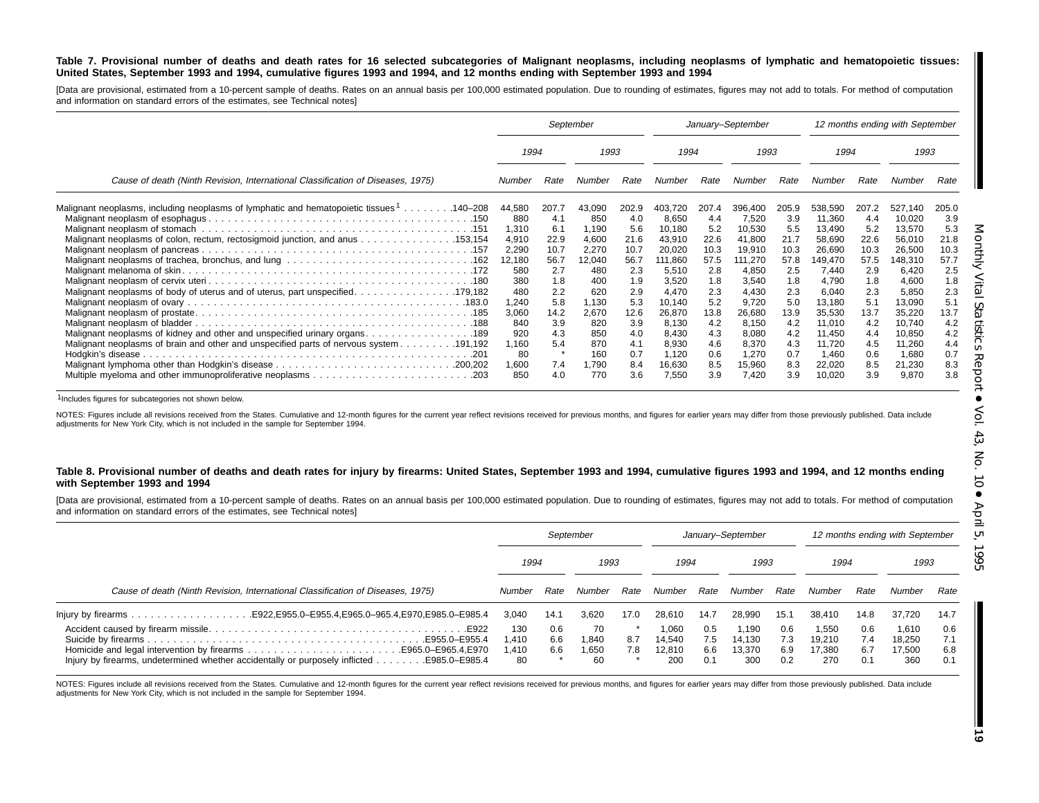**Table 7. Provisional number of deaths and death rates for 16 selected subcategories of Malignant neoplasms, including neoplasms of lymphatic and hematopoietic tissues: United States, September 1993 and 1994, cumulative figures 1993 and 1994, and 12 months ending with September 1993 and 1994**

[Data are provisional, estimated from a 10-percent sample of deaths. Rates on an annual basis per 100,000 estimated population. Due to rounding of estimates, figures may not add to totals. For method of computation and information on standard errors of the estimates, see Technical notes]

| Cause of death (Ninth Revision, International Classification of Diseases, 1975) | September | | | | January–September | | | | 12 months ending with September | | | |
|---|---|---|---|---|---|---|---|---|---|---|---|---|
| | 1994 | | 1993 | | 1994 | | 1993 | | 1994 | | 1993 | |
| | Number | Rate | Number | Rate | Number | Rate | Number | Rate | Number | Rate | Number | Rate |
| Malignant neoplasms, including neoplasms of lymphatic and hematopoietic tissues[1] . . . . . . . .140–208 | 44,580 | 207.7 | 43,090 | 202.9 | 403,720 | 207.4 | 396,400 | 205.9 | 538,590 | 207.2 | 527,140 | 205.0 |
| Malignant neoplasm of esophagus . . . . .150 | 880 | 4.1 | 850 | 4.0 | 8,650 | 4.4 | 7,520 | 3.9 | 11,360 | 4.4 | 10,020 | 3.9 |
| Malignant neoplasm of stomach . . . . .151 | 1,310 | 6.1 | 1,190 | 5.6 | 10,180 | 5.2 | 10,530 | 5.5 | 13,490 | 5.2 | 13,570 | 5.3 |
| Malignant neoplasms of colon, rectum, rectosigmoid junction, and anus . . . . .153,154 | 4,910 | 22.9 | 4,600 | 21.6 | 43,910 | 22.6 | 41,800 | 21.7 | 58,690 | 22.6 | 56,010 | 21.8 |
| Malignant neoplasm of pancreas . . . . .157 | 2,290 | 10.7 | 2,270 | 10.7 | 20,020 | 10.3 | 19,910 | 10.3 | 26,690 | 10.3 | 26,500 | 10.3 |
| Malignant neoplasms of trachea, bronchus, and lung . . . . .162 | 12,180 | 56.7 | 12,040 | 56.7 | 111,860 | 57.5 | 111,270 | 57.8 | 149,470 | 57.5 | 148,310 | 57.7 |
| Malignant melanoma of skin . . . . .172 | 580 | 2.7 | 480 | 2.3 | 5,510 | 2.8 | 4,850 | 2.5 | 7,440 | 2.9 | 6,420 | 2.5 |
| Malignant neoplasm of cervix uteri . . . . .180 | 380 | 1.8 | 400 | 1.9 | 3,520 | 1.8 | 3,540 | 1.8 | 4,790 | 1.8 | 4,600 | 1.8 |
| Malignant neoplasms of body of uterus and of uterus, part unspecified . . . . .179,182 | 480 | 2.2 | 620 | 2.9 | 4,470 | 2.3 | 4,430 | 2.3 | 6,040 | 2.3 | 5,850 | 2.3 |
| Malignant neoplasm of ovary . . . . .183.0 | 1,240 | 5.8 | 1,130 | 5.3 | 10,140 | 5.2 | 9,720 | 5.0 | 13,180 | 5.1 | 13,090 | 5.1 |
| Malignant neoplasm of prostate . . . . .185 | 3,060 | 14.2 | 2,670 | 12.6 | 26,870 | 13.8 | 26,680 | 13.9 | 35,530 | 13.7 | 35,220 | 13.7 |
| Malignant neoplasm of bladder . . . . .188 | 840 | 3.9 | 820 | 3.9 | 8,130 | 4.2 | 8,150 | 4.2 | 11,010 | 4.2 | 10,740 | 4.2 |
| Malignant neoplasms of kidney and other and unspecified urinary organs . . . . .189 | 920 | 4.3 | 850 | 4.0 | 8,430 | 4.3 | 8,080 | 4.2 | 11,450 | 4.4 | 10,850 | 4.2 |
| Malignant neoplasms of brain and other and unspecified parts of nervous system . . . . .191,192 | 1,160 | 5.4 | 870 | 4.1 | 8,930 | 4.6 | 8,370 | 4.3 | 11,720 | 4.5 | 11,260 | 4.4 |
| Hodgkin's disease . . . . .201 | 80 | * | 160 | 0.7 | 1,120 | 0.6 | 1,270 | 0.7 | 1,460 | 0.6 | 1,680 | 0.7 |
| Malignant lymphoma other than Hodgkin's disease . . . . .200,202 | 1,600 | 7.4 | 1,790 | 8.4 | 16,630 | 8.5 | 15,960 | 8.3 | 22,020 | 8.5 | 21,230 | 8.3 |
| Multiple myeloma and other immunoproliferative neoplasms . . . . .203 | 850 | 4.0 | 770 | 3.6 | 7,550 | 3.9 | 7,420 | 3.9 | 10,020 | 3.9 | 9,870 | 3.8 |

[1]Includes figures for subcategories not shown below.

NOTES: Figures include all revisions received from the States. Cumulative and 12-month figures for the current year reflect revisions received for previous months, and figures for earlier years may differ from those previously published. Data include adjustments for New York City, which is not included in the sample for September 1994.

**Table 8. Provisional number of deaths and death rates for injury by firearms: United States, September 1993 and 1994, cumulative figures 1993 and 1994, and 12 months ending with September 1993 and 1994**

[Data are provisional, estimated from a 10-percent sample of deaths. Rates on an annual basis per 100,000 estimated population. Due to rounding of estimates, figures may not add to totals. For method of computation and information on standard errors of the estimates, see Technical notes]

| Cause of death (Ninth Revision, International Classification of Diseases, 1975) | September | | | | January–September | | | | 12 months ending with September | | | |
|---|---|---|---|---|---|---|---|---|---|---|---|---|
| | 1994 | | 1993 | | 1994 | | 1993 | | 1994 | | 1993 | |
| | Number | Rate | Number | Rate | Number | Rate | Number | Rate | Number | Rate | Number | Rate |
| Injury by firearms . . . . .E922,E955.0–E955.4,E965.0–965.4,E970,E985.0–E985.4 | 3,040 | 14.1 | 3,620 | 17.0 | 28,610 | 14.7 | 28,990 | 15.1 | 38,410 | 14.8 | 37,720 | 14.7 |
| Accident caused by firearm missile . . . . .E922 | 130 | 0.6 | 70 | * | 1,060 | 0.5 | 1,190 | 0.6 | 1,550 | 0.6 | 1,610 | 0.6 |
| Suicide by firearms . . . . .E955.0–E955.4 | 1,410 | 6.6 | 1,840 | 8.7 | 14,540 | 7.5 | 14,130 | 7.3 | 19,210 | 7.4 | 18,250 | 7.1 |
| Homicide and legal intervention by firearms . . . . .E965.0–E965.4,E970 | 1,410 | 6.6 | 1,650 | 7.8 | 12,810 | 6.6 | 13,370 | 6.9 | 17,380 | 6.7 | 17,500 | 6.8 |
| Injury by firearms, undetermined whether accidentally or purposely inflicted . . . . .E985.0–E985.4 | 80 | * | 60 | * | 200 | 0.1 | 300 | 0.2 | 270 | 0.1 | 360 | 0.1 |

NOTES: Figures include all revisions received from the States. Cumulative and 12-month figures for the current year reflect revisions received for previous months, and figures for earlier years may differ from those previously published. Data include adjustments for New York City, which is not included in the sample for September 1994.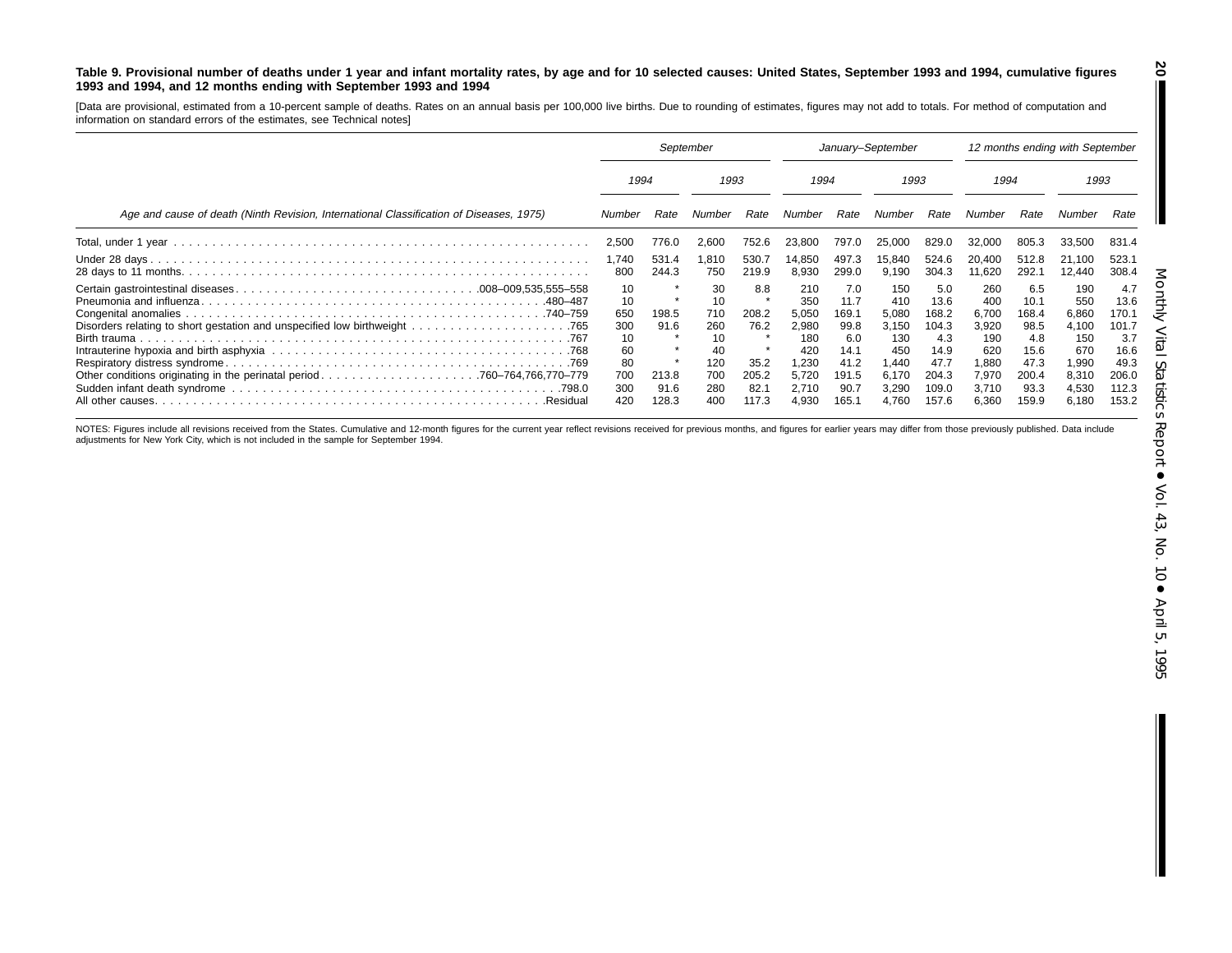**Table 9. Provisional number of deaths under 1 year and infant mortality rates, by age and for 10 selected causes: United States, September 1993 and 1994, cumulative figures 1993 and 1994, and 12 months ending with September 1993 and 1994**

[Data are provisional, estimated from a 10-percent sample of deaths. Rates on an annual basis per 100,000 live births. Due to rounding of estimates, figures may not add to totals. For method of computation and information on standard errors of the estimates, see Technical notes]

| Age and cause of death (Ninth Revision, International Classification of Diseases, 1975) | September | | | | January–September | | | | 12 months ending with September | | | |
|---|---|---|---|---|---|---|---|---|---|---|---|---|
| | 1994 | | 1993 | | 1994 | | 1993 | | 1994 | | 1993 | |
| | Number | Rate | Number | Rate | Number | Rate | Number | Rate | Number | Rate | Number | Rate |
| Total, under 1 year | 2,500 | 776.0 | 2,600 | 752.6 | 23,800 | 797.0 | 25,000 | 829.0 | 32,000 | 805.3 | 33,500 | 831.4 |
| Under 28 days | 1,740 | 531.4 | 1,810 | 530.7 | 14,850 | 497.3 | 15,840 | 524.6 | 20,400 | 512.8 | 21,100 | 523.1 |
| 28 days to 11 months | 800 | 244.3 | 750 | 219.9 | 8,930 | 299.0 | 9,190 | 304.3 | 11,620 | 292.1 | 12,440 | 308.4 |
| Certain gastrointestinal diseases . . . 008–009,535,555–558 | 10 | * | 30 | 8.8 | 210 | 7.0 | 150 | 5.0 | 260 | 6.5 | 190 | 4.7 |
| Pneumonia and influenza . . . 480–487 | 10 | * | 10 | * | 350 | 11.7 | 410 | 13.6 | 400 | 10.1 | 550 | 13.6 |
| Congenital anomalies . . . 740–759 | 650 | 198.5 | 710 | 208.2 | 5,050 | 169.1 | 5,080 | 168.2 | 6,700 | 168.4 | 6,860 | 170.1 |
| Disorders relating to short gestation and unspecified low birthweight . . . 765 | 300 | 91.6 | 260 | 76.2 | 2,980 | 99.8 | 3,150 | 104.3 | 3,920 | 98.5 | 4,100 | 101.7 |
| Birth trauma . . . 767 | 10 | * | 10 | * | 180 | 6.0 | 130 | 4.3 | 190 | 4.8 | 150 | 3.7 |
| Intrauterine hypoxia and birth asphyxia . . . 768 | 60 | * | 40 | * | 420 | 14.1 | 450 | 14.9 | 620 | 15.6 | 670 | 16.6 |
| Respiratory distress syndrome . . . 769 | 80 | * | 120 | 35.2 | 1,230 | 41.2 | 1,440 | 47.7 | 1,880 | 47.3 | 1,990 | 49.3 |
| Other conditions originating in the perinatal period . . . 760–764,766,770–779 | 700 | 213.8 | 700 | 205.2 | 5,720 | 191.5 | 6,170 | 204.3 | 7,970 | 200.4 | 8,310 | 206.0 |
| Sudden infant death syndrome . . . 798.0 | 300 | 91.6 | 280 | 82.1 | 2,710 | 90.7 | 3,290 | 109.0 | 3,710 | 93.3 | 4,530 | 112.3 |
| All other causes . . . Residual | 420 | 128.3 | 400 | 117.3 | 4,930 | 165.1 | 4,760 | 157.6 | 6,360 | 159.9 | 6,180 | 153.2 |

NOTES: Figures include all revisions received from the States. Cumulative and 12-month figures for the current year reflect revisions received for previous months, and figures for earlier years may differ from those previously published. Data include adjustments for New York City, which is not included in the sample for September 1994.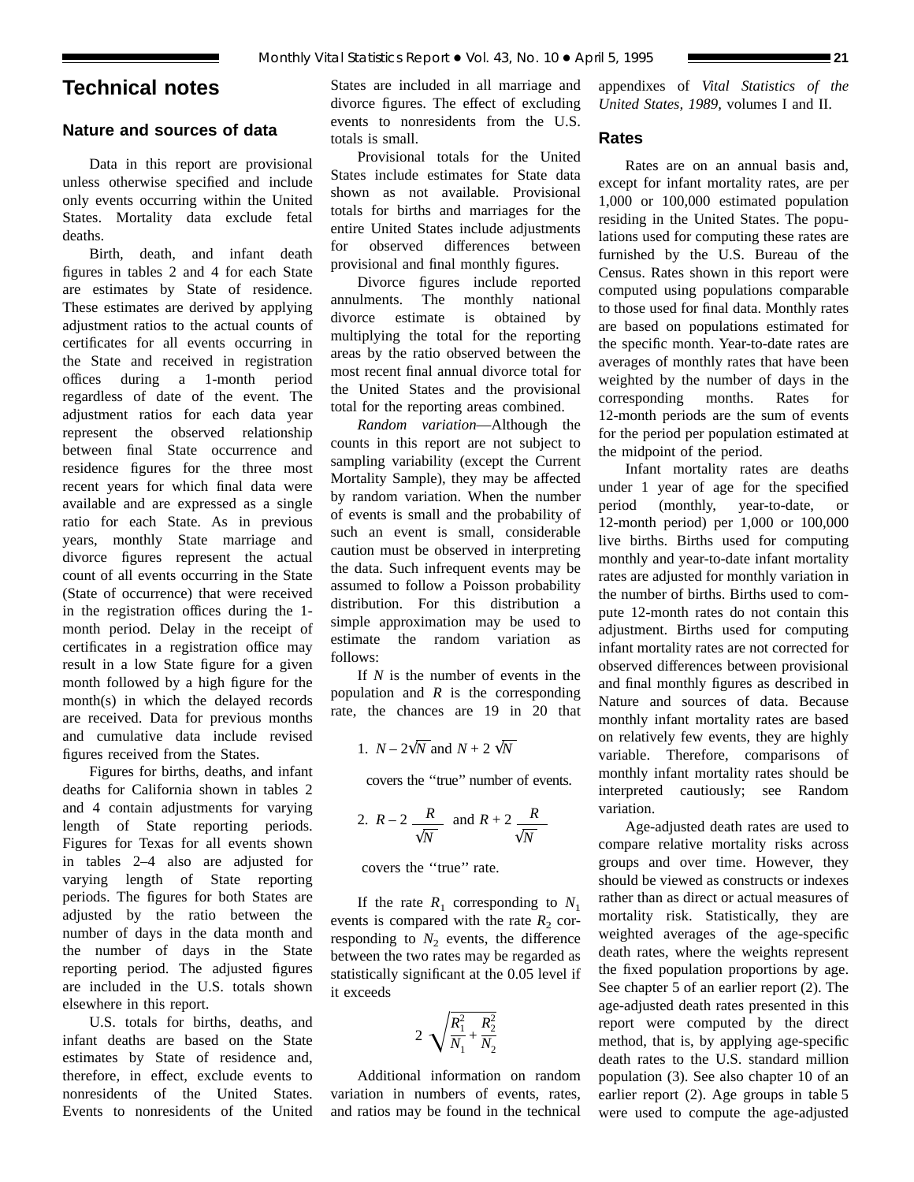# Technical notes

## Nature and sources of data

Data in this report are provisional unless otherwise specified and include only events occurring within the United States. Mortality data exclude fetal deaths.

Birth, death, and infant death figures in tables 2 and 4 for each State are estimates by State of residence. These estimates are derived by applying adjustment ratios to the actual counts of certificates for all events occurring in the State and received in registration offices during a 1-month period regardless of date of the event. The adjustment ratios for each data year represent the observed relationship between final State occurrence and residence figures for the three most recent years for which final data were available and are expressed as a single ratio for each State. As in previous years, monthly State marriage and divorce figures represent the actual count of all events occurring in the State (State of occurrence) that were received in the registration offices during the 1-month period. Delay in the receipt of certificates in a registration office may result in a low State figure for a given month followed by a high figure for the month(s) in which the delayed records are received. Data for previous months and cumulative data include revised figures received from the States.

Figures for births, deaths, and infant deaths for California shown in tables 2 and 4 contain adjustments for varying length of State reporting periods. Figures for Texas for all events shown in tables 2–4 also are adjusted for varying length of State reporting periods. The figures for both States are adjusted by the ratio between the number of days in the data month and the number of days in the State reporting period. The adjusted figures are included in the U.S. totals shown elsewhere in this report.

U.S. totals for births, deaths, and infant deaths are based on the State estimates by State of residence and, therefore, in effect, exclude events to nonresidents of the United States. Events to nonresidents of the United States are included in all marriage and divorce figures. The effect of excluding events to nonresidents from the U.S. totals is small.

Provisional totals for the United States include estimates for State data shown as not available. Provisional totals for births and marriages for the entire United States include adjustments for observed differences between provisional and final monthly figures.

Divorce figures include reported annulments. The monthly national divorce estimate is obtained by multiplying the total for the reporting areas by the ratio observed between the most recent final annual divorce total for the United States and the provisional total for the reporting areas combined.

*Random variation*—Although the counts in this report are not subject to sampling variability (except the Current Mortality Sample), they may be affected by random variation. When the number of events is small and the probability of such an event is small, considerable caution must be observed in interpreting the data. Such infrequent events may be assumed to follow a Poisson probability distribution. For this distribution a simple approximation may be used to estimate the random variation as follows:

If $N$ is the number of events in the population and $R$ is the corresponding rate, the chances are 19 in 20 that

1. $N - 2\sqrt{N}$ and $N + 2\sqrt{N}$

covers the "true" number of events.

2. $R - 2\dfrac{R}{\sqrt{N}}$ and $R + 2\dfrac{R}{\sqrt{N}}$

covers the "true" rate.

If the rate $R_1$ corresponding to $N_1$ events is compared with the rate $R_2$ corresponding to $N_2$ events, the difference between the two rates may be regarded as statistically significant at the 0.05 level if it exceeds

$$2\sqrt{\frac{R_1^2}{N_1} + \frac{R_2^2}{N_2}}$$

Additional information on random variation in numbers of events, rates, and ratios may be found in the technical appendixes of *Vital Statistics of the United States, 1989*, volumes I and II.

## Rates

Rates are on an annual basis and, except for infant mortality rates, are per 1,000 or 100,000 estimated population residing in the United States. The populations used for computing these rates are furnished by the U.S. Bureau of the Census. Rates shown in this report were computed using populations comparable to those used for final data. Monthly rates are based on populations estimated for the specific month. Year-to-date rates are averages of monthly rates that have been weighted by the number of days in the corresponding months. Rates for 12-month periods are the sum of events for the period per population estimated at the midpoint of the period.

Infant mortality rates are deaths under 1 year of age for the specified period (monthly, year-to-date, or 12-month period) per 1,000 or 100,000 live births. Births used for computing monthly and year-to-date infant mortality rates are adjusted for monthly variation in the number of births. Births used to compute 12-month rates do not contain this adjustment. Births used for computing infant mortality rates are not corrected for observed differences between provisional and final monthly figures as described in Nature and sources of data. Because monthly infant mortality rates are based on relatively few events, they are highly variable. Therefore, comparisons of monthly infant mortality rates should be interpreted cautiously; see Random variation.

Age-adjusted death rates are used to compare relative mortality risks across groups and over time. However, they should be viewed as constructs or indexes rather than as direct or actual measures of mortality risk. Statistically, they are weighted averages of the age-specific death rates, where the weights represent the fixed population proportions by age. See chapter 5 of an earlier report (2). The age-adjusted death rates presented in this report were computed by the direct method, that is, by applying age-specific death rates to the U.S. standard million population (3). See also chapter 10 of an earlier report (2). Age groups in table 5 were used to compute the age-adjusted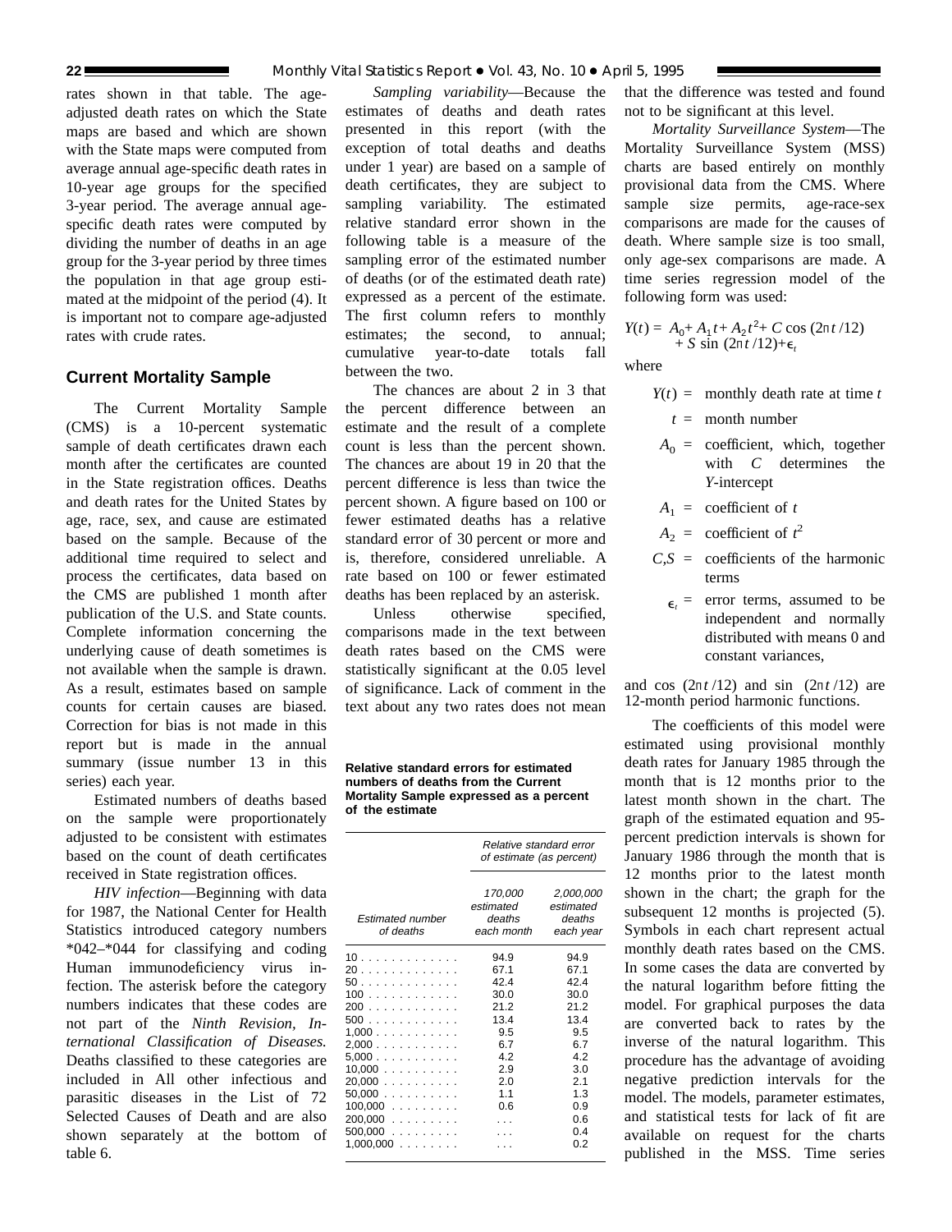rates shown in that table. The age-adjusted death rates on which the State maps are based and which are shown with the State maps were computed from average annual age-specific death rates in 10-year age groups for the specified 3-year period. The average annual age-specific death rates were computed by dividing the number of deaths in an age group for the 3-year period by three times the population in that age group estimated at the midpoint of the period (4). It is important not to compare age-adjusted rates with crude rates.

## Current Mortality Sample

The Current Mortality Sample (CMS) is a 10-percent systematic sample of death certificates drawn each month after the certificates are counted in the State registration offices. Deaths and death rates for the United States by age, race, sex, and cause are estimated based on the sample. Because of the additional time required to select and process the certificates, data based on the CMS are published 1 month after publication of the U.S. and State counts. Complete information concerning the underlying cause of death sometimes is not available when the sample is drawn. As a result, estimates based on sample counts for certain causes are biased. Correction for bias is not made in this report but is made in the annual summary (issue number 13 in this series) each year.

Estimated numbers of deaths based on the sample were proportionately adjusted to be consistent with estimates based on the count of death certificates received in State registration offices.

*HIV infection*—Beginning with data for 1987, the National Center for Health Statistics introduced category numbers *042–*044 for classifying and coding Human immunodeficiency virus infection. The asterisk before the category numbers indicates that these codes are not part of the *Ninth Revision, International Classification of Diseases.* Deaths classified to these categories are included in All other infectious and parasitic diseases in the List of 72 Selected Causes of Death and are also shown separately at the bottom of table 6.

*Sampling variability*—Because the estimates of deaths and death rates presented in this report (with the exception of total deaths and deaths under 1 year) are based on a sample of death certificates, they are subject to sampling variability. The estimated relative standard error shown in the following table is a measure of the sampling error of the estimated number of deaths (or of the estimated death rate) expressed as a percent of the estimate. The first column refers to monthly estimates; the second, to annual; cumulative year-to-date totals fall between the two.

The chances are about 2 in 3 that the percent difference between an estimate and the result of a complete count is less than the percent shown. The chances are about 19 in 20 that the percent difference is less than twice the percent shown. A figure based on 100 or fewer estimated deaths has a relative standard error of 30 percent or more and is, therefore, considered unreliable. A rate based on 100 or fewer estimated deaths has been replaced by an asterisk.

Unless otherwise specified, comparisons made in the text between death rates based on the CMS were statistically significant at the 0.05 level of significance. Lack of comment in the text about any two rates does not mean that the difference was tested and found not to be significant at this level.

**Relative standard errors for estimated numbers of deaths from the Current Mortality Sample expressed as a percent of the estimate**

| Estimated number of deaths | *Relative standard error of estimate (as percent)* | |
|---|---|---|
| | *170,000 estimated deaths each month* | *2,000,000 estimated deaths each year* |
| 10 | 94.9 | 94.9 |
| 20 | 67.1 | 67.1 |
| 50 | 42.4 | 42.4 |
| 100 | 30.0 | 30.0 |
| 200 | 21.2 | 21.2 |
| 500 | 13.4 | 13.4 |
| 1,000 | 9.5 | 9.5 |
| 2,000 | 6.7 | 6.7 |
| 5,000 | 4.2 | 4.2 |
| 10,000 | 2.9 | 3.0 |
| 20,000 | 2.0 | 2.1 |
| 50,000 | 1.1 | 1.3 |
| 100,000 | 0.6 | 0.9 |
| 200,000 | . . . | 0.6 |
| 500,000 | . . . | 0.4 |
| 1,000,000 | . . . | 0.2 |

*Mortality Surveillance System*—The Mortality Surveillance System (MSS) charts are based entirely on monthly provisional data from the CMS. Where sample size permits, age-race-sex comparisons are made for the causes of death. Where sample size is too small, only age-sex comparisons are made. A time series regression model of the following form was used:

$$Y(t) = A_0 + A_1 t + A_2 t^2 + C \cos(2\pi t/12) + S \sin(2\pi t/12) + \epsilon_t$$

where

- $Y(t)$ = monthly death rate at time $t$
- $t$ = month number
- $A_0$ = coefficient, which, together with $C$ determines the $Y$-intercept
- $A_1$ = coefficient of $t$
- $A_2$ = coefficient of $t^2$
- $C,S$ = coefficients of the harmonic terms
- $\epsilon_t$ = error terms, assumed to be independent and normally distributed with means 0 and constant variances,

and $\cos(2\pi t/12)$ and $\sin(2\pi t/12)$ are 12-month period harmonic functions.

The coefficients of this model were estimated using provisional monthly death rates for January 1985 through the month that is 12 months prior to the latest month shown in the chart. The graph of the estimated equation and 95-percent prediction intervals is shown for January 1986 through the month that is 12 months prior to the latest month shown in the chart; the graph for the subsequent 12 months is projected (5). Symbols in each chart represent actual monthly death rates based on the CMS. In some cases the data are converted by the natural logarithm before fitting the model. For graphical purposes the data are converted back to rates by the inverse of the natural logarithm. This procedure has the advantage of avoiding negative prediction intervals for the model. The models, parameter estimates, and statistical tests for lack of fit are available on request for the charts published in the MSS. Time series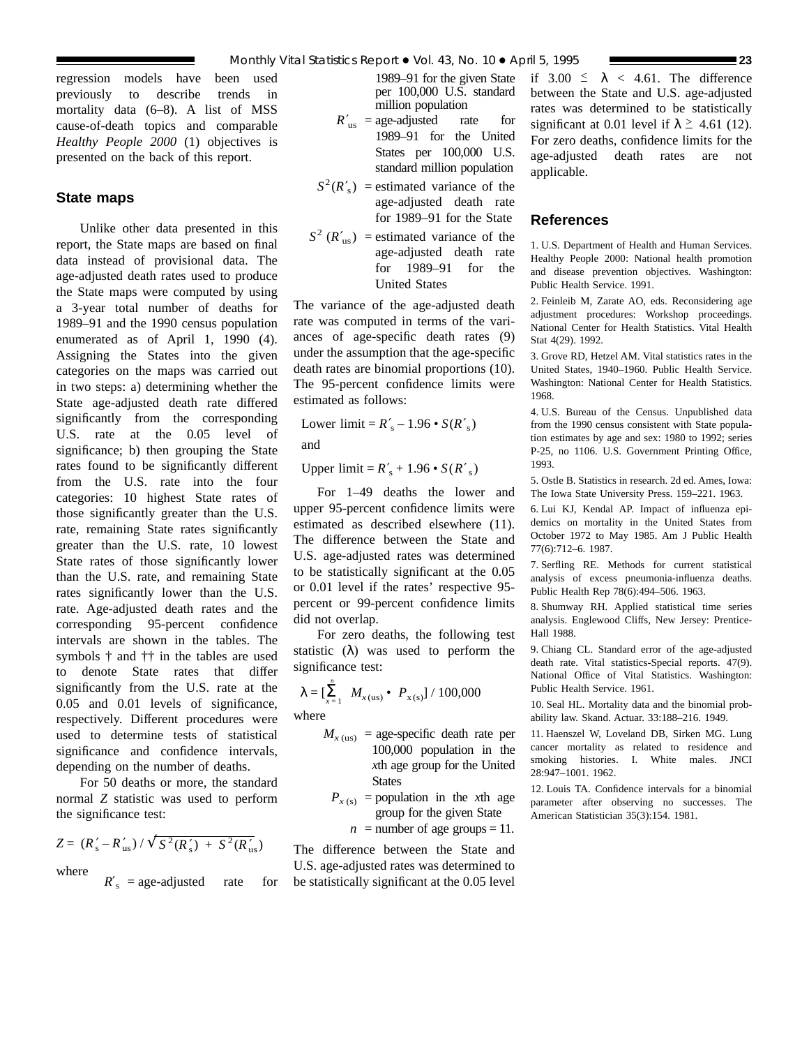regression models have been used previously to describe trends in mortality data (6–8). A list of MSS cause-of-death topics and comparable *Healthy People 2000* (1) objectives is presented on the back of this report.

## State maps

Unlike other data presented in this report, the State maps are based on final data instead of provisional data. The age-adjusted death rates used to produce the State maps were computed by using a 3-year total number of deaths for 1989–91 and the 1990 census population enumerated as of April 1, 1990 (4). Assigning the States into the given categories on the maps was carried out in two steps: a) determining whether the State age-adjusted death rate differed significantly from the corresponding U.S. rate at the 0.05 level of significance; b) then grouping the State rates found to be significantly different from the U.S. rate into the four categories: 10 highest State rates of those significantly greater than the U.S. rate, remaining State rates significantly greater than the U.S. rate, 10 lowest State rates of those significantly lower than the U.S. rate, and remaining State rates significantly lower than the U.S. rate. Age-adjusted death rates and the corresponding 95-percent confidence intervals are shown in the tables. The symbols † and †† in the tables are used to denote State rates that differ significantly from the U.S. rate at the 0.05 and 0.01 levels of significance, respectively. Different procedures were used to determine tests of statistical significance and confidence intervals, depending on the number of deaths.

For 50 deaths or more, the standard normal *Z* statistic was used to perform the significance test:

$$Z = (R'_s - R'_{us}) / \sqrt{S^2(R'_s) + S^2(R'_{us})}$$

where

$R'_s$ = age-adjusted rate for 1989–91 for the given State per 100,000 U.S. standard million population

$R'_{us}$ = age-adjusted rate for 1989–91 for the United States per 100,000 U.S. standard million population

$S^2(R'_s)$ = estimated variance of the age-adjusted death rate for 1989–91 for the State

$S^2(R'_{us})$ = estimated variance of the age-adjusted death rate for 1989–91 for the United States

The variance of the age-adjusted death rate was computed in terms of the variances of age-specific death rates (9) under the assumption that the age-specific death rates are binomial proportions (10). The 95-percent confidence limits were estimated as follows:

$$\text{Lower limit} = R'_s - 1.96 \bullet S(R'_s)$$

and

$$\text{Upper limit} = R'_s + 1.96 \bullet S(R'_s)$$

For 1–49 deaths the lower and upper 95-percent confidence limits were estimated as described elsewhere (11). The difference between the State and U.S. age-adjusted rates was determined to be statistically significant at the 0.05 or 0.01 level if the rates' respective 95-percent or 99-percent confidence limits did not overlap.

For zero deaths, the following test statistic (λ) was used to perform the significance test:

$$\lambda = [\sum_{x=1}^{n} M_{x(\text{us})} \bullet P_{x(\text{s})}] / 100{,}000$$

where

$M_{x(\text{us})}$ = age-specific death rate per 100,000 population in the *x*th age group for the United States

$P_{x(\text{s})}$ = population in the *x*th age group for the given State

$n$ = number of age groups = 11.

The difference between the State and U.S. age-adjusted rates was determined to be statistically significant at the 0.05 level if $3.00 \leq \lambda < 4.61$. The difference between the State and U.S. age-adjusted rates was determined to be statistically significant at 0.01 level if $\lambda \geq 4.61$ (12). For zero deaths, confidence limits for the age-adjusted death rates are not applicable.

## References

1. U.S. Department of Health and Human Services. Healthy People 2000: National health promotion and disease prevention objectives. Washington: Public Health Service. 1991.

2. Feinleib M, Zarate AO, eds. Reconsidering age adjustment procedures: Workshop proceedings. National Center for Health Statistics. Vital Health Stat 4(29). 1992.

3. Grove RD, Hetzel AM. Vital statistics rates in the United States, 1940–1960. Public Health Service. Washington: National Center for Health Statistics. 1968.

4. U.S. Bureau of the Census. Unpublished data from the 1990 census consistent with State population estimates by age and sex: 1980 to 1992; series P-25, no 1106. U.S. Government Printing Office, 1993.

5. Ostle B. Statistics in research. 2d ed. Ames, Iowa: The Iowa State University Press. 159–221. 1963.

6. Lui KJ, Kendal AP. Impact of influenza epidemics on mortality in the United States from October 1972 to May 1985. Am J Public Health 77(6):712–6. 1987.

7. Serfling RE. Methods for current statistical analysis of excess pneumonia-influenza deaths. Public Health Rep 78(6):494–506. 1963.

8. Shumway RH. Applied statistical time series analysis. Englewood Cliffs, New Jersey: Prentice-Hall 1988.

9. Chiang CL. Standard error of the age-adjusted death rate. Vital statistics-Special reports. 47(9). National Office of Vital Statistics. Washington: Public Health Service. 1961.

10. Seal HL. Mortality data and the binomial probability law. Skand. Actuar. 33:188–216. 1949.

11. Haenszel W, Loveland DB, Sirken MG. Lung cancer mortality as related to residence and smoking histories. I. White males. JNCI 28:947–1001. 1962.

12. Louis TA. Confidence intervals for a binomial parameter after observing no successes. The American Statistician 35(3):154. 1981.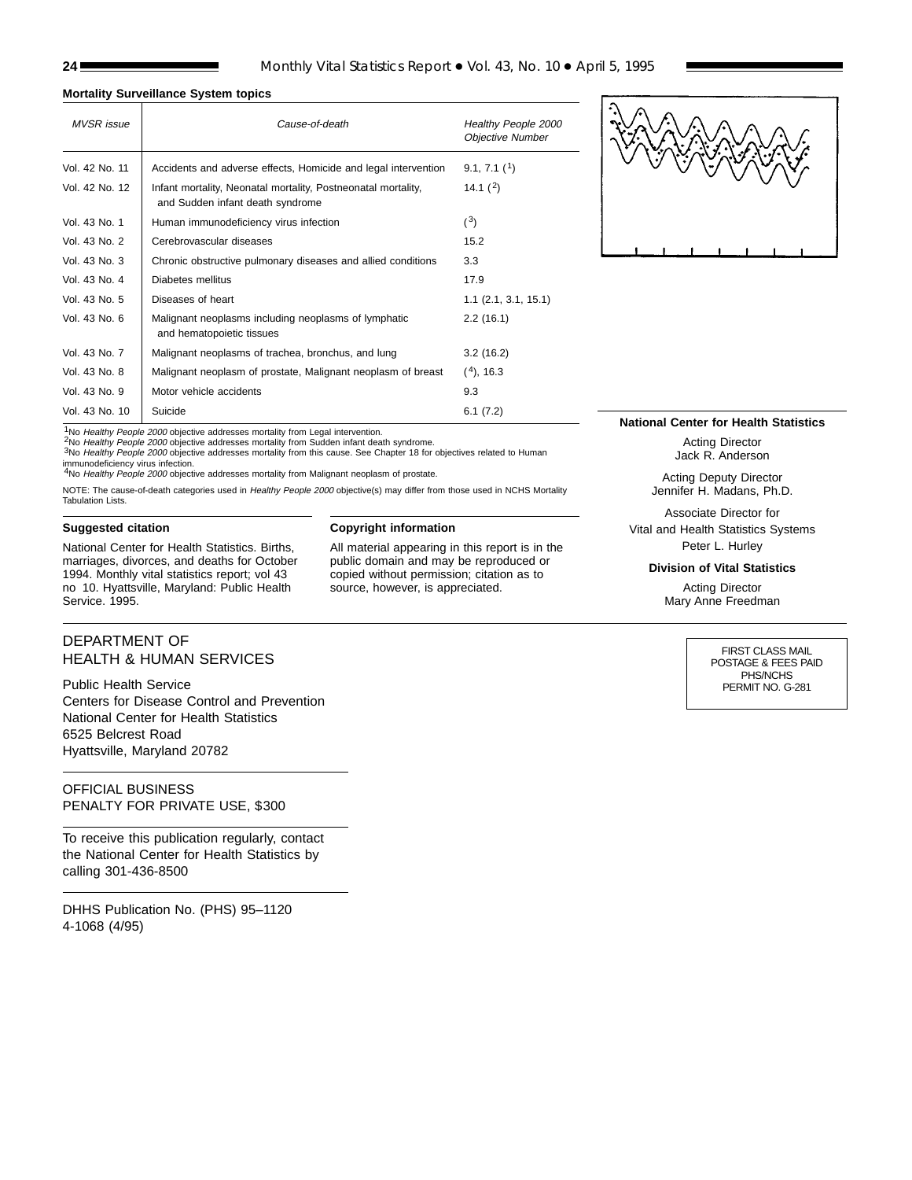**Mortality Surveillance System topics**

| MVSR issue | Cause-of-death | Healthy People 2000 Objective Number |
|---|---|---|
| Vol. 42 No. 11 | Accidents and adverse effects, Homicide and legal intervention | 9.1, 7.1 ([1]) |
| Vol. 42 No. 12 | Infant mortality, Neonatal mortality, Postneonatal mortality, and Sudden infant death syndrome | 14.1 ([2]) |
| Vol. 43 No. 1 | Human immunodeficiency virus infection | ([3]) |
| Vol. 43 No. 2 | Cerebrovascular diseases | 15.2 |
| Vol. 43 No. 3 | Chronic obstructive pulmonary diseases and allied conditions | 3.3 |
| Vol. 43 No. 4 | Diabetes mellitus | 17.9 |
| Vol. 43 No. 5 | Diseases of heart | 1.1 (2.1, 3.1, 15.1) |
| Vol. 43 No. 6 | Malignant neoplasms including neoplasms of lymphatic and hematopoietic tissues | 2.2 (16.1) |
| Vol. 43 No. 7 | Malignant neoplasms of trachea, bronchus, and lung | 3.2 (16.2) |
| Vol. 43 No. 8 | Malignant neoplasm of prostate, Malignant neoplasm of breast | ([4]), 16.3 |
| Vol. 43 No. 9 | Motor vehicle accidents | 9.3 |
| Vol. 43 No. 10 | Suicide | 6.1 (7.2) |

[1]No *Healthy People 2000* objective addresses mortality from Legal intervention.
[2]No *Healthy People 2000* objective addresses mortality from Sudden infant death syndrome.
[3]No *Healthy People 2000* objective addresses mortality from this cause. See Chapter 18 for objectives related to Human immunodeficiency virus infection.
[4]No *Healthy People 2000* objective addresses mortality from Malignant neoplasm of prostate.

NOTE: The cause-of-death categories used in *Healthy People 2000* objective(s) may differ from those used in NCHS Mortality Tabulation Lists.

**Suggested citation**

National Center for Health Statistics. Births, marriages, divorces, and deaths for October 1994. Monthly vital statistics report; vol 43 no 10. Hyattsville, Maryland: Public Health Service. 1995.

**Copyright information**

All material appearing in this report is in the public domain and may be reproduced or copied without permission; citation as to source, however, is appreciated.

**National Center for Health Statistics**

Acting Director
Jack R. Anderson

Acting Deputy Director
Jennifer H. Madans, Ph.D.

Associate Director for
Vital and Health Statistics Systems
Peter L. Hurley

**Division of Vital Statistics**

Acting Director
Mary Anne Freedman

DEPARTMENT OF
HEALTH & HUMAN SERVICES

Public Health Service
Centers for Disease Control and Prevention
National Center for Health Statistics
6525 Belcrest Road
Hyattsville, Maryland 20782

OFFICIAL BUSINESS
PENALTY FOR PRIVATE USE, $300

To receive this publication regularly, contact the National Center for Health Statistics by calling 301-436-8500

DHHS Publication No. (PHS) 95–1120
4-1068 (4/95)

FIRST CLASS MAIL
POSTAGE & FEES PAID
PHS/NCHS
PERMIT NO. G-281